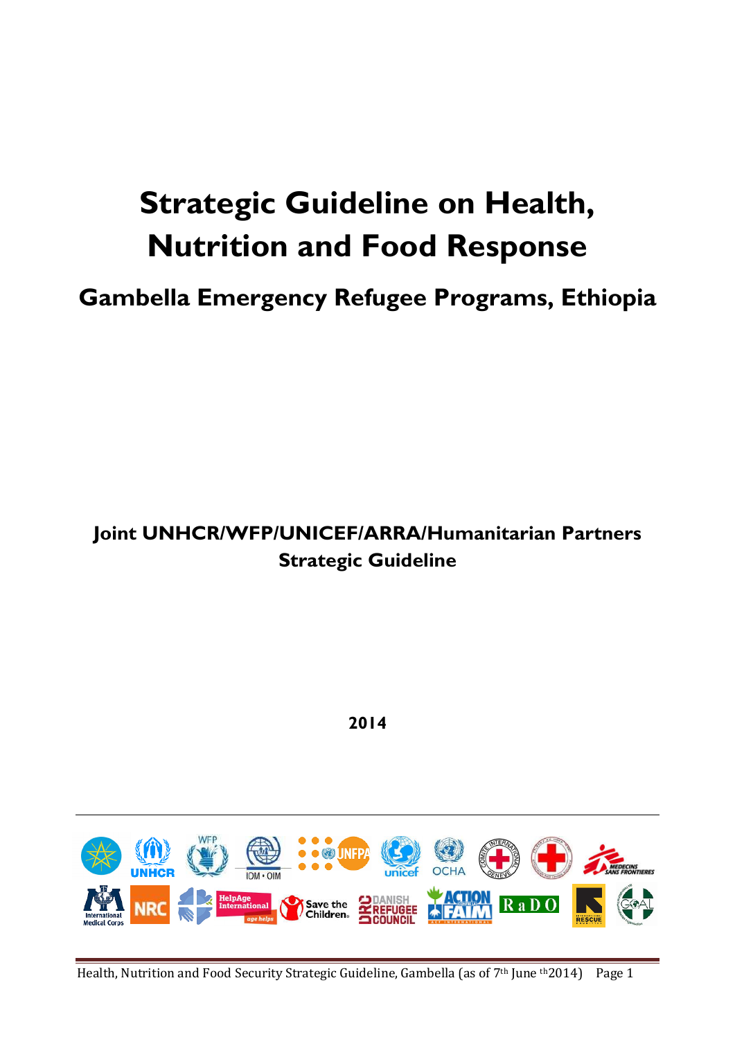# Strategic Guideline on Health, Nutrition and Food Response

## Gambella Emergency Refugee Programs, Ethiopia

**Joint UNHCR/WFP/UNICEF/ARRA/Humanitarian Partners Strategic Guideline**

**2014**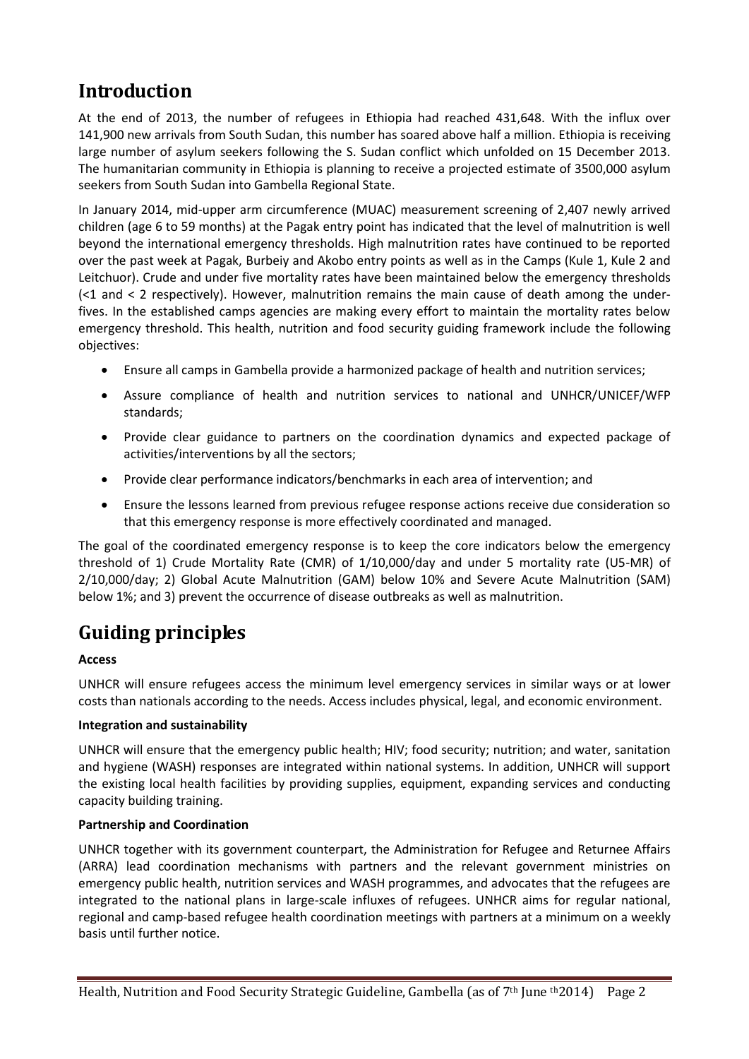# Introduction

At the end of 2013, the number of refugees in Ethiopia had reached 431,648. With the influx over 141,900 new arrivals from South Sudan, this number has soared above half a million. Ethiopia is receiving large number of asylum seekers following the S. Sudan conflict which unfolded on 15 December 2013. The humanitarian community in Ethiopia is planning to receive a projected estimate of 3500,000 asylum seekers from South Sudan into Gambella Regional State.

In January 2014, mid-upper arm circumference (MUAC) measurement screening of 2,407 newly arrived children (age 6 to 59 months) at the Pagak entry point has indicated that the level of malnutrition is well beyond the international emergency thresholds. High malnutrition rates have continued to be reported over the past week at Pagak, Burbeiy and Akobo entry points as well as in the Camps (Kule 1, Kule 2 and Leitchuor). Crude and under five mortality rates have been maintained below the emergency thresholds (<1 and < 2 respectively). However, malnutrition remains the main cause of death among the under-fives. In the established camps agencies are making every effort to maintain the mortality rates below emergency threshold. This health, nutrition and food security guiding framework include the following objectives:

- Ensure all camps in Gambella provide a harmonized package of health and nutrition services;
- Assure compliance of health and nutrition services to national and UNHCR/UNICEF/WFP standards;
- Provide clear guidance to partners on the coordination dynamics and expected package of activities/interventions by all the sectors;
- Provide clear performance indicators/benchmarks in each area of intervention; and
- Ensure the lessons learned from previous refugee response actions receive due consideration so that this emergency response is more effectively coordinated and managed.

The goal of the coordinated emergency response is to keep the core indicators below the emergency threshold of 1) Crude Mortality Rate (CMR) of 1/10,000/day and under 5 mortality rate (U5-MR) of 2/10,000/day; 2) Global Acute Malnutrition (GAM) below 10% and Severe Acute Malnutrition (SAM) below 1%; and 3) prevent the occurrence of disease outbreaks as well as malnutrition.

# Guiding principles

**Access**

UNHCR will ensure refugees access the minimum level emergency services in similar ways or at lower costs than nationals according to the needs. Access includes physical, legal, and economic environment.

**Integration and sustainability**

UNHCR will ensure that the emergency public health; HIV; food security; nutrition; and water, sanitation and hygiene (WASH) responses are integrated within national systems. In addition, UNHCR will support the existing local health facilities by providing supplies, equipment, expanding services and conducting capacity building training.

**Partnership and Coordination**

UNHCR together with its government counterpart, the Administration for Refugee and Returnee Affairs (ARRA) lead coordination mechanisms with partners and the relevant government ministries on emergency public health, nutrition services and WASH programmes, and advocates that the refugees are integrated to the national plans in large-scale influxes of refugees. UNHCR aims for regular national, regional and camp-based refugee health coordination meetings with partners at a minimum on a weekly basis until further notice.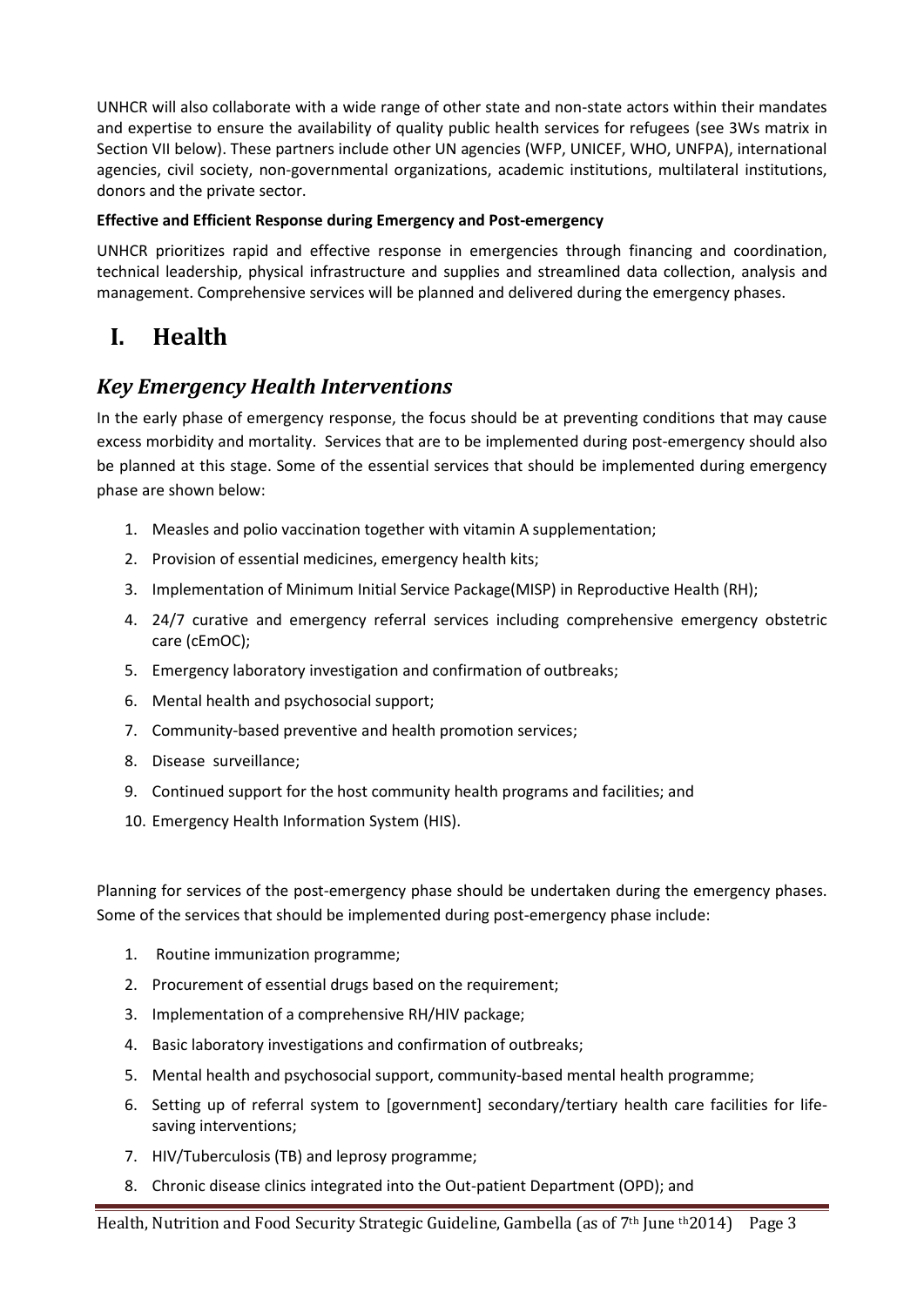UNHCR will also collaborate with a wide range of other state and non-state actors within their mandates and expertise to ensure the availability of quality public health services for refugees (see 3Ws matrix in Section VII below). These partners include other UN agencies (WFP, UNICEF, WHO, UNFPA), international agencies, civil society, non-governmental organizations, academic institutions, multilateral institutions, donors and the private sector.

**Effective and Efficient Response during Emergency and Post-emergency**

UNHCR prioritizes rapid and effective response in emergencies through financing and coordination, technical leadership, physical infrastructure and supplies and streamlined data collection, analysis and management. Comprehensive services will be planned and delivered during the emergency phases.

# I. Health

## *Key Emergency Health Interventions*

In the early phase of emergency response, the focus should be at preventing conditions that may cause excess morbidity and mortality. Services that are to be implemented during post-emergency should also be planned at this stage. Some of the essential services that should be implemented during emergency phase are shown below:

1. Measles and polio vaccination together with vitamin A supplementation;
2. Provision of essential medicines, emergency health kits;
3. Implementation of Minimum Initial Service Package(MISP) in Reproductive Health (RH);
4. 24/7 curative and emergency referral services including comprehensive emergency obstetric care (cEmOC);
5. Emergency laboratory investigation and confirmation of outbreaks;
6. Mental health and psychosocial support;
7. Community-based preventive and health promotion services;
8. Disease surveillance;
9. Continued support for the host community health programs and facilities; and
10. Emergency Health Information System (HIS).

Planning for services of the post-emergency phase should be undertaken during the emergency phases. Some of the services that should be implemented during post-emergency phase include:

1. Routine immunization programme;
2. Procurement of essential drugs based on the requirement;
3. Implementation of a comprehensive RH/HIV package;
4. Basic laboratory investigations and confirmation of outbreaks;
5. Mental health and psychosocial support, community-based mental health programme;
6. Setting up of referral system to [government] secondary/tertiary health care facilities for life-saving interventions;
7. HIV/Tuberculosis (TB) and leprosy programme;
8. Chronic disease clinics integrated into the Out-patient Department (OPD); and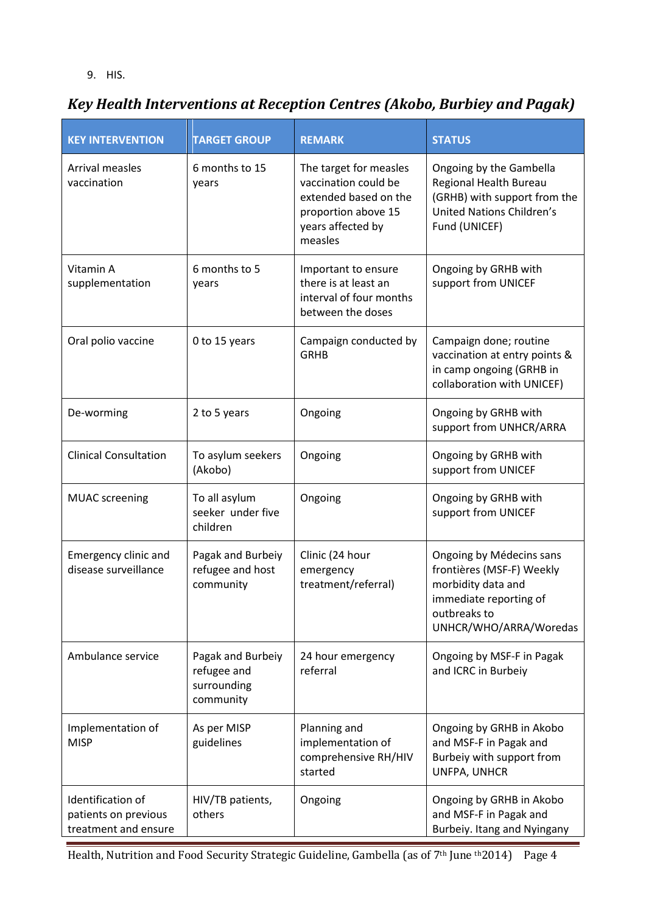9. HIS.

## *Key Health Interventions at Reception Centres (Akobo, Burbiey and Pagak)*

| KEY INTERVENTION | TARGET GROUP | REMARK | STATUS |
|---|---|---|---|
| Arrival measles vaccination | 6 months to 15 years | The target for measles vaccination could be extended based on the proportion above 15 years affected by measles | Ongoing by the Gambella Regional Health Bureau (GRHB) with support from the United Nations Children's Fund (UNICEF) |
| Vitamin A supplementation | 6 months to 5 years | Important to ensure there is at least an interval of four months between the doses | Ongoing by GRHB with support from UNICEF |
| Oral polio vaccine | 0 to 15 years | Campaign conducted by GRHB | Campaign done; routine vaccination at entry points & in camp ongoing (GRHB in collaboration with UNICEF) |
| De-worming | 2 to 5 years | Ongoing | Ongoing by GRHB with support from UNHCR/ARRA |
| Clinical Consultation | To asylum seekers (Akobo) | Ongoing | Ongoing by GRHB with support from UNICEF |
| MUAC screening | To all asylum seeker under five children | Ongoing | Ongoing by GRHB with support from UNICEF |
| Emergency clinic and disease surveillance | Pagak and Burbeiy refugee and host community | Clinic (24 hour emergency treatment/referral) | Ongoing by Médecins sans frontières (MSF-F) Weekly morbidity data and immediate reporting of outbreaks to UNHCR/WHO/ARRA/Woredas |
| Ambulance service | Pagak and Burbeiy refugee and surrounding community | 24 hour emergency referral | Ongoing by MSF-F in Pagak and ICRC in Burbeiy |
| Implementation of MISP | As per MISP guidelines | Planning and implementation of comprehensive RH/HIV started | Ongoing by GRHB in Akobo and MSF-F in Pagak and Burbeiy with support from UNFPA, UNHCR |
| Identification of patients on previous treatment and ensure | HIV/TB patients, others | Ongoing | Ongoing by GRHB in Akobo and MSF-F in Pagak and Burbeiy. Itang and Nyingany |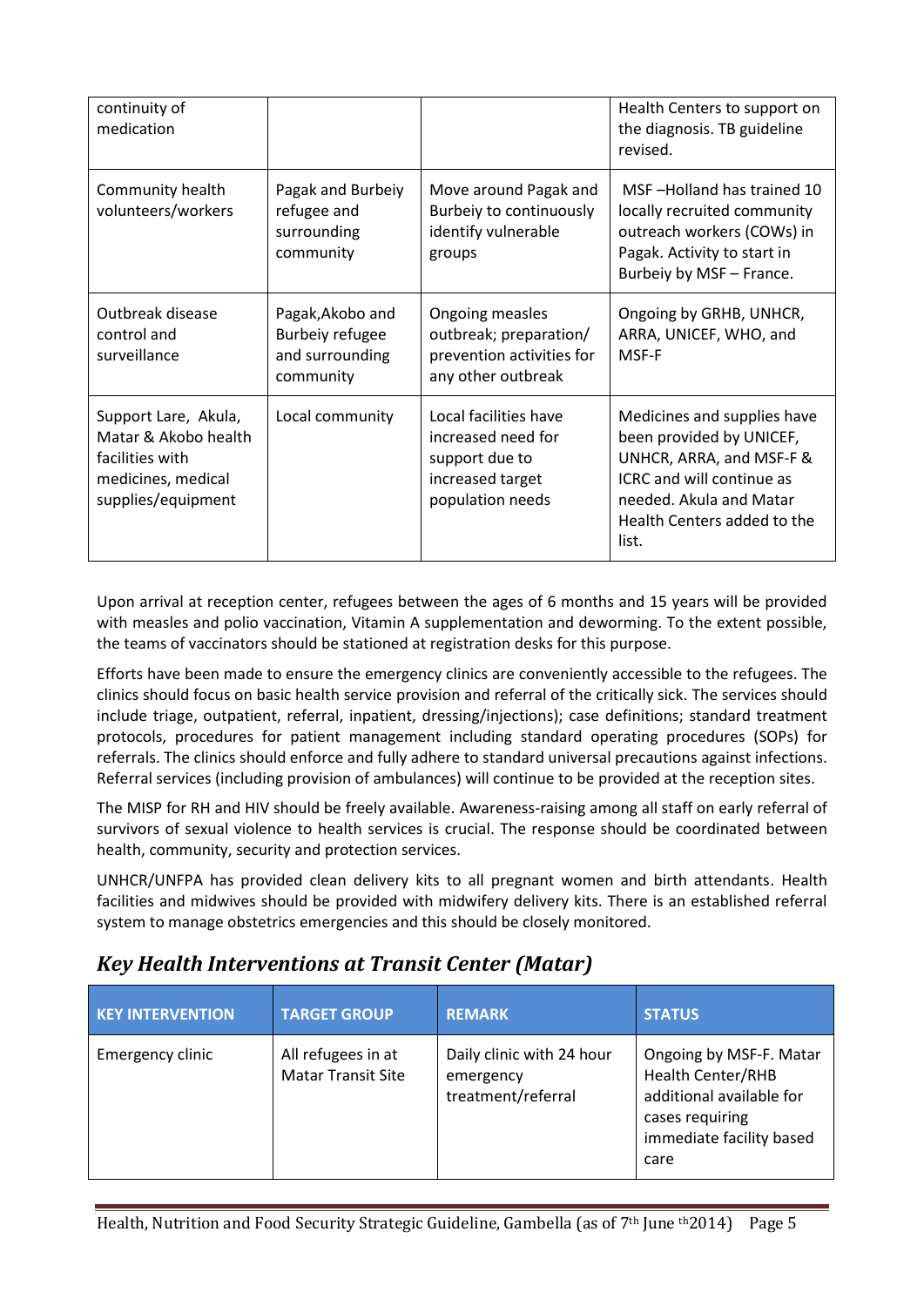| | | | |
|---|---|---|---|
| continuity of medication | | | Health Centers to support on the diagnosis. TB guideline revised. |
| Community health volunteers/workers | Pagak and Burbeiy refugee and surrounding community | Move around Pagak and Burbeiy to continuously identify vulnerable groups | MSF –Holland has trained 10 locally recruited community outreach workers (COWs) in Pagak. Activity to start in Burbeiy by MSF – France. |
| Outbreak disease control and surveillance | Pagak,Akobo and Burbeiy refugee and surrounding community | Ongoing measles outbreak; preparation/ prevention activities for any other outbreak | Ongoing by GRHB, UNHCR, ARRA, UNICEF, WHO, and MSF-F |
| Support Lare, Akula, Matar & Akobo health facilities with medicines, medical supplies/equipment | Local community | Local facilities have increased need for support due to increased target population needs | Medicines and supplies have been provided by UNICEF, UNHCR, ARRA, and MSF-F & ICRC and will continue as needed. Akula and Matar Health Centers added to the list. |

Upon arrival at reception center, refugees between the ages of 6 months and 15 years will be provided with measles and polio vaccination, Vitamin A supplementation and deworming. To the extent possible, the teams of vaccinators should be stationed at registration desks for this purpose.

Efforts have been made to ensure the emergency clinics are conveniently accessible to the refugees. The clinics should focus on basic health service provision and referral of the critically sick. The services should include triage, outpatient, referral, inpatient, dressing/injections); case definitions; standard treatment protocols, procedures for patient management including standard operating procedures (SOPs) for referrals. The clinics should enforce and fully adhere to standard universal precautions against infections. Referral services (including provision of ambulances) will continue to be provided at the reception sites.

The MISP for RH and HIV should be freely available. Awareness-raising among all staff on early referral of survivors of sexual violence to health services is crucial. The response should be coordinated between health, community, security and protection services.

UNHCR/UNFPA has provided clean delivery kits to all pregnant women and birth attendants. Health facilities and midwives should be provided with midwifery delivery kits. There is an established referral system to manage obstetrics emergencies and this should be closely monitored.

## *Key Health Interventions at Transit Center (Matar)*

| KEY INTERVENTION | TARGET GROUP | REMARK | STATUS |
|---|---|---|---|
| Emergency clinic | All refugees in at Matar Transit Site | Daily clinic with 24 hour emergency treatment/referral | Ongoing by MSF-F. Matar Health Center/RHB additional available for cases requiring immediate facility based care |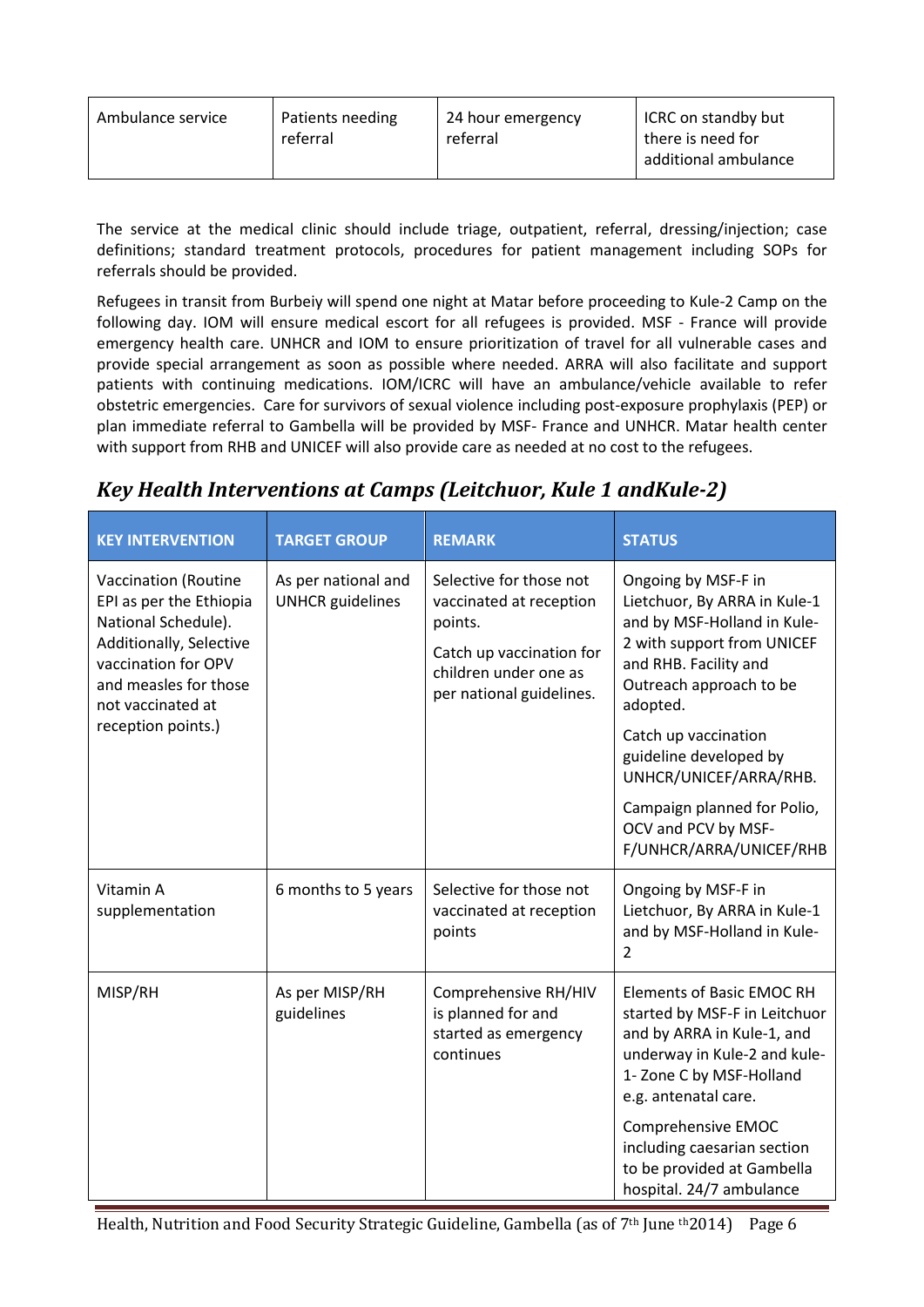| Ambulance service | Patients needing referral | 24 hour emergency referral | ICRC on standby but there is need for additional ambulance |
|---|---|---|---|

The service at the medical clinic should include triage, outpatient, referral, dressing/injection; case definitions; standard treatment protocols, procedures for patient management including SOPs for referrals should be provided.

Refugees in transit from Burbeiy will spend one night at Matar before proceeding to Kule-2 Camp on the following day. IOM will ensure medical escort for all refugees is provided. MSF - France will provide emergency health care. UNHCR and IOM to ensure prioritization of travel for all vulnerable cases and provide special arrangement as soon as possible where needed. ARRA will also facilitate and support patients with continuing medications. IOM/ICRC will have an ambulance/vehicle available to refer obstetric emergencies. Care for survivors of sexual violence including post-exposure prophylaxis (PEP) or plan immediate referral to Gambella will be provided by MSF- France and UNHCR. Matar health center with support from RHB and UNICEF will also provide care as needed at no cost to the refugees.

## *Key Health Interventions at Camps (Leitchuor, Kule 1 andKule-2)*

| KEY INTERVENTION | TARGET GROUP | REMARK | STATUS |
|---|---|---|---|
| Vaccination (Routine EPI as per the Ethiopia National Schedule). Additionally, Selective vaccination for OPV and measles for those not vaccinated at reception points.) | As per national and UNHCR guidelines | Selective for those not vaccinated at reception points.<br><br>Catch up vaccination for children under one as per national guidelines. | Ongoing by MSF-F in Lietchuor, By ARRA in Kule-1 and by MSF-Holland in Kule-2 with support from UNICEF and RHB. Facility and Outreach approach to be adopted.<br><br>Catch up vaccination guideline developed by UNHCR/UNICEF/ARRA/RHB.<br><br>Campaign planned for Polio, OCV and PCV by MSF-F/UNHCR/ARRA/UNICEF/RHB |
| Vitamin A supplementation | 6 months to 5 years | Selective for those not vaccinated at reception points | Ongoing by MSF-F in Lietchuor, By ARRA in Kule-1 and by MSF-Holland in Kule-2 |
| MISP/RH | As per MISP/RH guidelines | Comprehensive RH/HIV is planned for and started as emergency continues | Elements of Basic EMOC RH started by MSF-F in Leitchuor and by ARRA in Kule-1, and underway in Kule-2 and kule-1- Zone C by MSF-Holland e.g. antenatal care.<br><br>Comprehensive EMOC including caesarian section to be provided at Gambella hospital. 24/7 ambulance |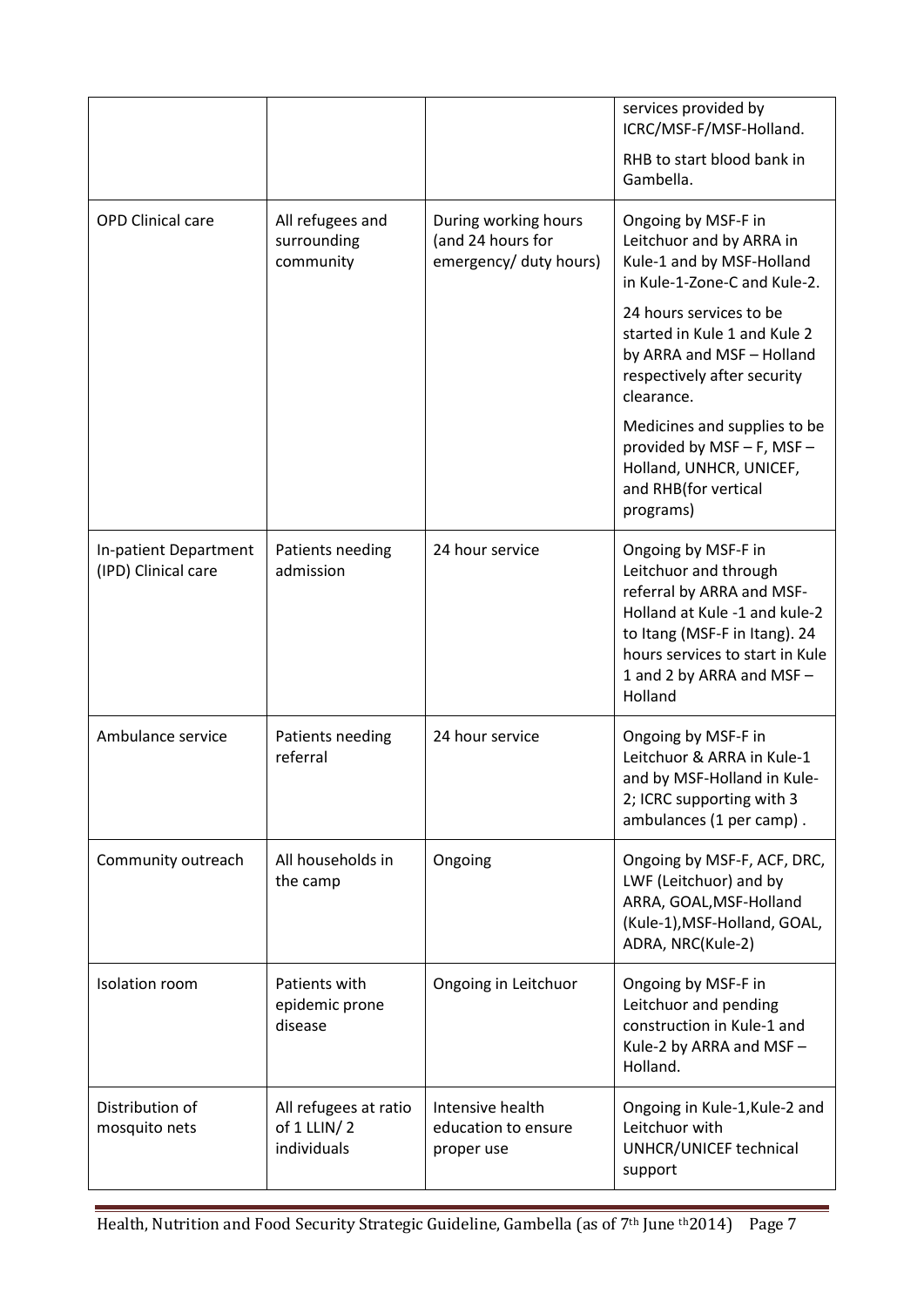| | | | services provided by ICRC/MSF-F/MSF-Holland.<br><br>RHB to start blood bank in Gambella. |
|---|---|---|---|
| OPD Clinical care | All refugees and surrounding community | During working hours (and 24 hours for emergency/ duty hours) | Ongoing by MSF-F in Leitchuor and by ARRA in Kule-1 and by MSF-Holland in Kule-1-Zone-C and Kule-2.<br><br>24 hours services to be started in Kule 1 and Kule 2 by ARRA and MSF – Holland respectively after security clearance.<br><br>Medicines and supplies to be provided by MSF – F, MSF – Holland, UNHCR, UNICEF, and RHB(for vertical programs) |
| In-patient Department (IPD) Clinical care | Patients needing admission | 24 hour service | Ongoing by MSF-F in Leitchuor and through referral by ARRA and MSF-Holland at Kule -1 and kule-2 to Itang (MSF-F in Itang). 24 hours services to start in Kule 1 and 2 by ARRA and MSF – Holland |
| Ambulance service | Patients needing referral | 24 hour service | Ongoing by MSF-F in Leitchuor & ARRA in Kule-1 and by MSF-Holland in Kule-2; ICRC supporting with 3 ambulances (1 per camp) . |
| Community outreach | All households in the camp | Ongoing | Ongoing by MSF-F, ACF, DRC, LWF (Leitchuor) and by ARRA, GOAL,MSF-Holland (Kule-1),MSF-Holland, GOAL, ADRA, NRC(Kule-2) |
| Isolation room | Patients with epidemic prone disease | Ongoing in Leitchuor | Ongoing by MSF-F in Leitchuor and pending construction in Kule-1 and Kule-2 by ARRA and MSF – Holland. |
| Distribution of mosquito nets | All refugees at ratio of 1 LLIN/ 2 individuals | Intensive health education to ensure proper use | Ongoing in Kule-1,Kule-2 and Leitchuor with UNHCR/UNICEF technical support |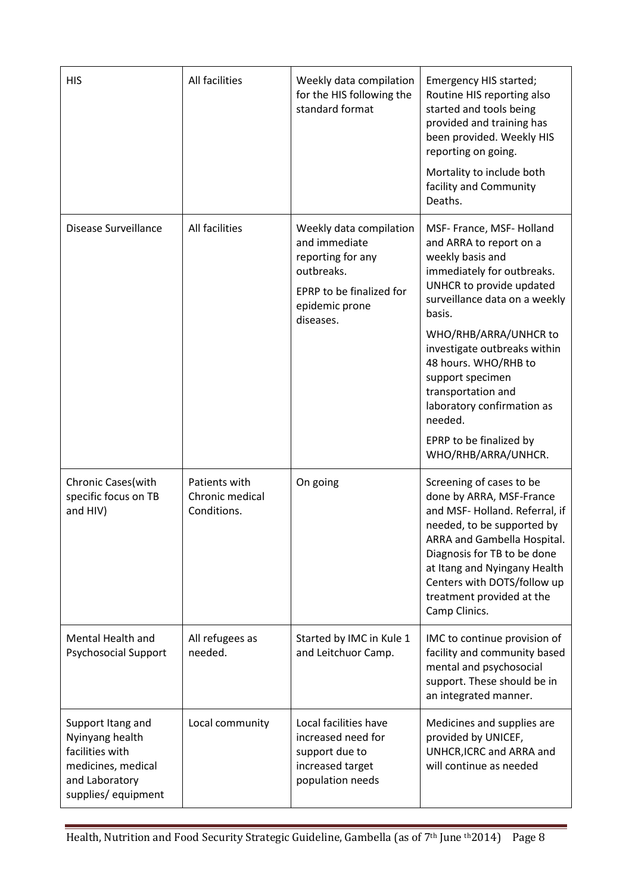| HIS | All facilities | Weekly data compilation for the HIS following the standard format | Emergency HIS started; Routine HIS reporting also started and tools being provided and training has been provided. Weekly HIS reporting on going.<br><br>Mortality to include both facility and Community Deaths. |
|---|---|---|---|
| Disease Surveillance | All facilities | Weekly data compilation and immediate reporting for any outbreaks.<br><br>EPRP to be finalized for epidemic prone diseases. | MSF- France, MSF- Holland and ARRA to report on a weekly basis and immediately for outbreaks. UNHCR to provide updated surveillance data on a weekly basis.<br><br>WHO/RHB/ARRA/UNHCR to investigate outbreaks within 48 hours. WHO/RHB to support specimen transportation and laboratory confirmation as needed.<br><br>EPRP to be finalized by WHO/RHB/ARRA/UNHCR. |
| Chronic Cases(with specific focus on TB and HIV) | Patients with Chronic medical Conditions. | On going | Screening of cases to be done by ARRA, MSF-France and MSF- Holland. Referral, if needed, to be supported by ARRA and Gambella Hospital. Diagnosis for TB to be done at Itang and Nyingany Health Centers with DOTS/follow up treatment provided at the Camp Clinics. |
| Mental Health and Psychosocial Support | All refugees as needed. | Started by IMC in Kule 1 and Leitchuor Camp. | IMC to continue provision of facility and community based mental and psychosocial support. These should be in an integrated manner. |
| Support Itang and Nyinyang health facilities with medicines, medical and Laboratory supplies/ equipment | Local community | Local facilities have increased need for support due to increased target population needs | Medicines and supplies are provided by UNICEF, UNHCR,ICRC and ARRA and will continue as needed |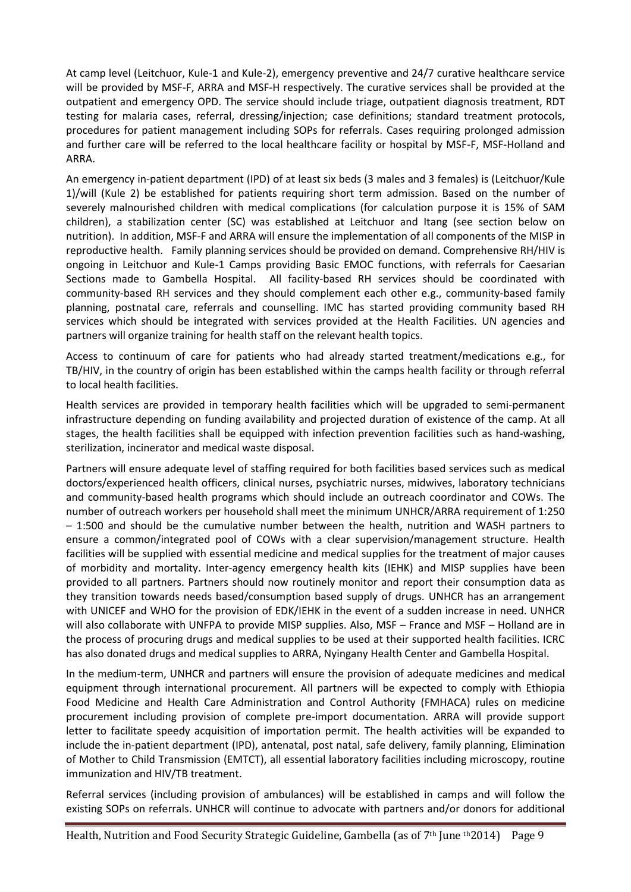At camp level (Leitchuor, Kule-1 and Kule-2), emergency preventive and 24/7 curative healthcare service will be provided by MSF-F, ARRA and MSF-H respectively. The curative services shall be provided at the outpatient and emergency OPD. The service should include triage, outpatient diagnosis treatment, RDT testing for malaria cases, referral, dressing/injection; case definitions; standard treatment protocols, procedures for patient management including SOPs for referrals. Cases requiring prolonged admission and further care will be referred to the local healthcare facility or hospital by MSF-F, MSF-Holland and ARRA.

An emergency in-patient department (IPD) of at least six beds (3 males and 3 females) is (Leitchuor/Kule 1)/will (Kule 2) be established for patients requiring short term admission. Based on the number of severely malnourished children with medical complications (for calculation purpose it is 15% of SAM children), a stabilization center (SC) was established at Leitchuor and Itang (see section below on nutrition). In addition, MSF-F and ARRA will ensure the implementation of all components of the MISP in reproductive health. Family planning services should be provided on demand. Comprehensive RH/HIV is ongoing in Leitchuor and Kule-1 Camps providing Basic EMOC functions, with referrals for Caesarian Sections made to Gambella Hospital. All facility-based RH services should be coordinated with community-based RH services and they should complement each other e.g., community-based family planning, postnatal care, referrals and counselling. IMC has started providing community based RH services which should be integrated with services provided at the Health Facilities. UN agencies and partners will organize training for health staff on the relevant health topics.

Access to continuum of care for patients who had already started treatment/medications e.g., for TB/HIV, in the country of origin has been established within the camps health facility or through referral to local health facilities.

Health services are provided in temporary health facilities which will be upgraded to semi-permanent infrastructure depending on funding availability and projected duration of existence of the camp. At all stages, the health facilities shall be equipped with infection prevention facilities such as hand-washing, sterilization, incinerator and medical waste disposal.

Partners will ensure adequate level of staffing required for both facilities based services such as medical doctors/experienced health officers, clinical nurses, psychiatric nurses, midwives, laboratory technicians and community-based health programs which should include an outreach coordinator and COWs. The number of outreach workers per household shall meet the minimum UNHCR/ARRA requirement of 1:250 – 1:500 and should be the cumulative number between the health, nutrition and WASH partners to ensure a common/integrated pool of COWs with a clear supervision/management structure. Health facilities will be supplied with essential medicine and medical supplies for the treatment of major causes of morbidity and mortality. Inter-agency emergency health kits (IEHK) and MISP supplies have been provided to all partners. Partners should now routinely monitor and report their consumption data as they transition towards needs based/consumption based supply of drugs. UNHCR has an arrangement with UNICEF and WHO for the provision of EDK/IEHK in the event of a sudden increase in need. UNHCR will also collaborate with UNFPA to provide MISP supplies. Also, MSF – France and MSF – Holland are in the process of procuring drugs and medical supplies to be used at their supported health facilities. ICRC has also donated drugs and medical supplies to ARRA, Nyingany Health Center and Gambella Hospital.

In the medium-term, UNHCR and partners will ensure the provision of adequate medicines and medical equipment through international procurement. All partners will be expected to comply with Ethiopia Food Medicine and Health Care Administration and Control Authority (FMHACA) rules on medicine procurement including provision of complete pre-import documentation. ARRA will provide support letter to facilitate speedy acquisition of importation permit. The health activities will be expanded to include the in-patient department (IPD), antenatal, post natal, safe delivery, family planning, Elimination of Mother to Child Transmission (EMTCT), all essential laboratory facilities including microscopy, routine immunization and HIV/TB treatment.

Referral services (including provision of ambulances) will be established in camps and will follow the existing SOPs on referrals. UNHCR will continue to advocate with partners and/or donors for additional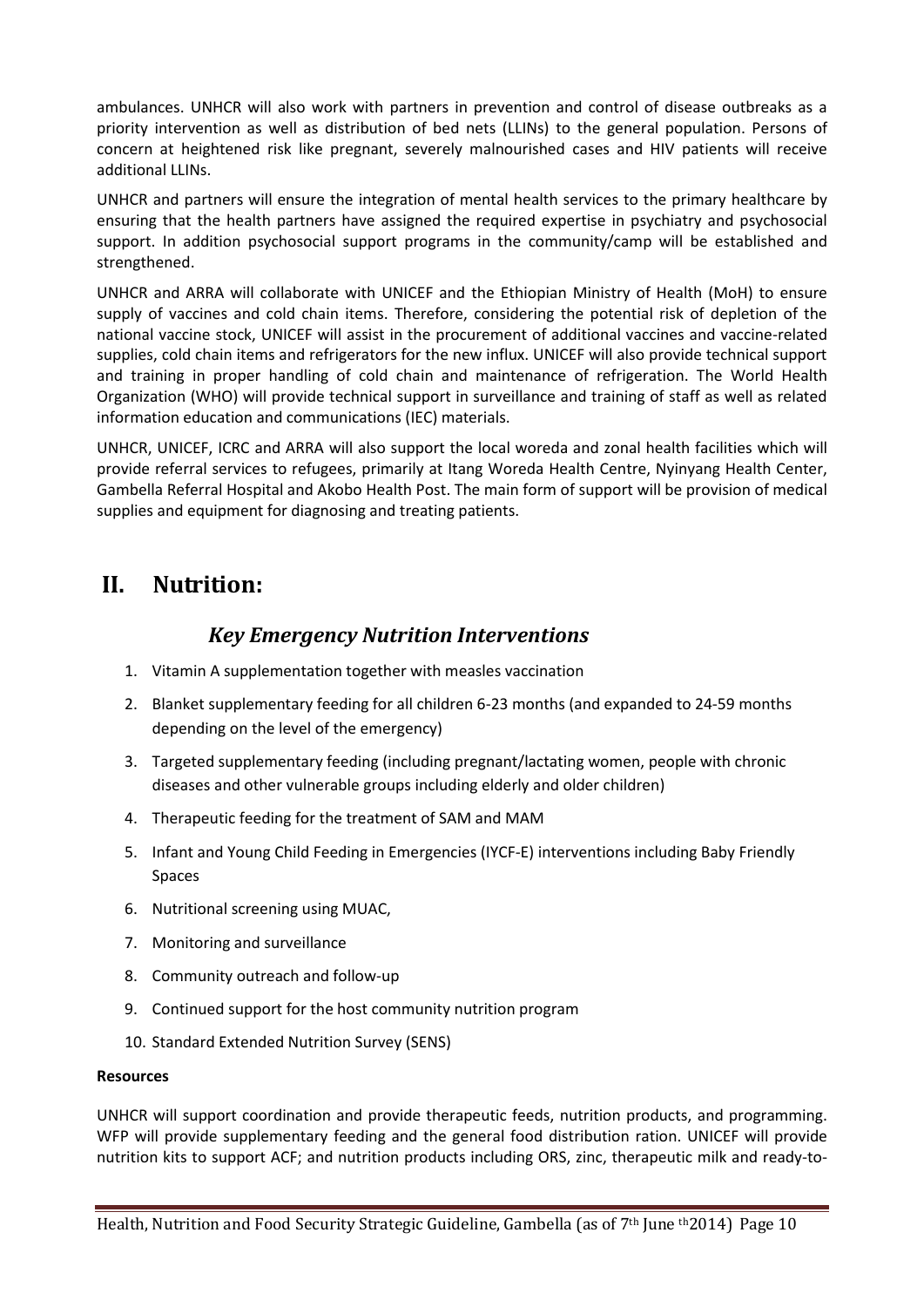ambulances. UNHCR will also work with partners in prevention and control of disease outbreaks as a priority intervention as well as distribution of bed nets (LLINs) to the general population. Persons of concern at heightened risk like pregnant, severely malnourished cases and HIV patients will receive additional LLINs.

UNHCR and partners will ensure the integration of mental health services to the primary healthcare by ensuring that the health partners have assigned the required expertise in psychiatry and psychosocial support. In addition psychosocial support programs in the community/camp will be established and strengthened.

UNHCR and ARRA will collaborate with UNICEF and the Ethiopian Ministry of Health (MoH) to ensure supply of vaccines and cold chain items. Therefore, considering the potential risk of depletion of the national vaccine stock, UNICEF will assist in the procurement of additional vaccines and vaccine-related supplies, cold chain items and refrigerators for the new influx. UNICEF will also provide technical support and training in proper handling of cold chain and maintenance of refrigeration. The World Health Organization (WHO) will provide technical support in surveillance and training of staff as well as related information education and communications (IEC) materials.

UNHCR, UNICEF, ICRC and ARRA will also support the local woreda and zonal health facilities which will provide referral services to refugees, primarily at Itang Woreda Health Centre, Nyinyang Health Center, Gambella Referral Hospital and Akobo Health Post. The main form of support will be provision of medical supplies and equipment for diagnosing and treating patients.

# II. Nutrition:

### *Key Emergency Nutrition Interventions*

1. Vitamin A supplementation together with measles vaccination
2. Blanket supplementary feeding for all children 6-23 months (and expanded to 24-59 months depending on the level of the emergency)
3. Targeted supplementary feeding (including pregnant/lactating women, people with chronic diseases and other vulnerable groups including elderly and older children)
4. Therapeutic feeding for the treatment of SAM and MAM
5. Infant and Young Child Feeding in Emergencies (IYCF-E) interventions including Baby Friendly Spaces
6. Nutritional screening using MUAC,
7. Monitoring and surveillance
8. Community outreach and follow-up
9. Continued support for the host community nutrition program
10. Standard Extended Nutrition Survey (SENS)

**Resources**

UNHCR will support coordination and provide therapeutic feeds, nutrition products, and programming. WFP will provide supplementary feeding and the general food distribution ration. UNICEF will provide nutrition kits to support ACF; and nutrition products including ORS, zinc, therapeutic milk and ready-to-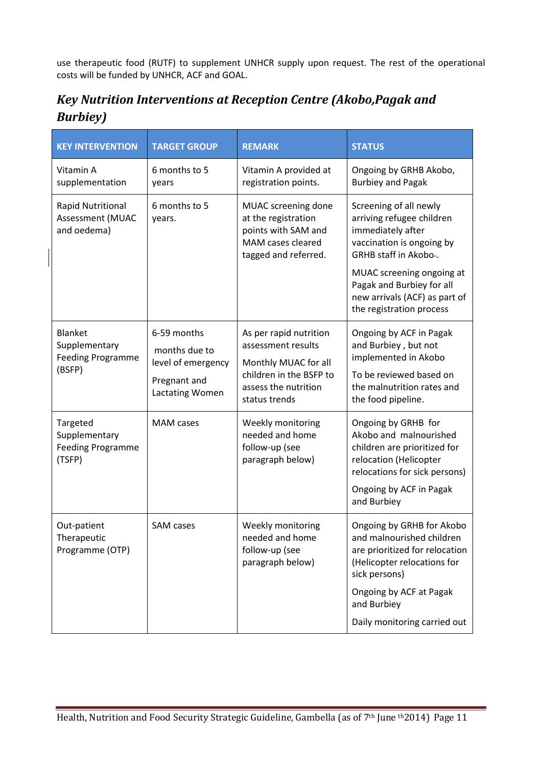use therapeutic food (RUTF) to supplement UNHCR supply upon request. The rest of the operational costs will be funded by UNHCR, ACF and GOAL.

## *Key Nutrition Interventions at Reception Centre (Akobo,Pagak and Burbiey)*

| KEY INTERVENTION | TARGET GROUP | REMARK | STATUS |
|---|---|---|---|
| Vitamin A supplementation | 6 months to 5 years | Vitamin A provided at registration points. | Ongoing by GRHB Akobo, Burbiey and Pagak |
| Rapid Nutritional Assessment (MUAC and oedema) | 6 months to 5 years. | MUAC screening done at the registration points with SAM and MAM cases cleared tagged and referred. | Screening of all newly arriving refugee children immediately after vaccination is ongoing by GRHB staff in Akobo. <br><br> MUAC screening ongoing at Pagak and Burbiey for all new arrivals (ACF) as part of the registration process |
| Blanket Supplementary Feeding Programme (BSFP) | 6-59 months <br><br> months due to level of emergency <br><br> Pregnant and Lactating Women | As per rapid nutrition assessment results <br><br> Monthly MUAC for all children in the BSFP to assess the nutrition status trends | Ongoing by ACF in Pagak and Burbiey , but not implemented in Akobo <br><br> To be reviewed based on the malnutrition rates and the food pipeline. |
| Targeted Supplementary Feeding Programme (TSFP) | MAM cases | Weekly monitoring needed and home follow-up (see paragraph below) | Ongoing by GRHB for Akobo and malnourished children are prioritized for relocation (Helicopter relocations for sick persons) <br><br> Ongoing by ACF in Pagak and Burbiey |
| Out-patient Therapeutic Programme (OTP) | SAM cases | Weekly monitoring needed and home follow-up (see paragraph below) | Ongoing by GRHB for Akobo and malnourished children are prioritized for relocation (Helicopter relocations for sick persons) <br><br> Ongoing by ACF at Pagak and Burbiey <br><br> Daily monitoring carried out |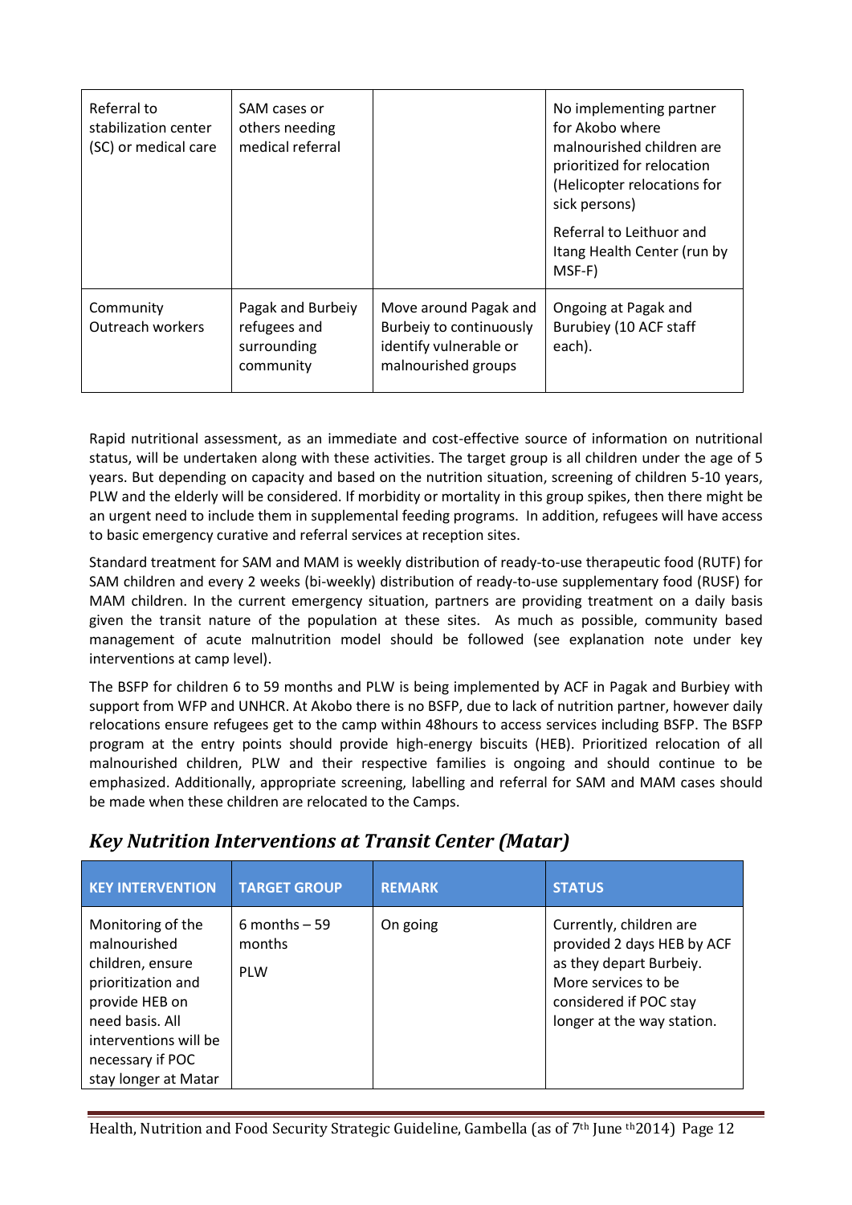| | | | |
|---|---|---|---|
| Referral to stabilization center (SC) or medical care | SAM cases or others needing medical referral | | No implementing partner for Akobo where malnourished children are prioritized for relocation (Helicopter relocations for sick persons)<br><br>Referral to Leithuor and Itang Health Center (run by MSF-F) |
| Community Outreach workers | Pagak and Burbeiy refugees and surrounding community | Move around Pagak and Burbeiy to continuously identify vulnerable or malnourished groups | Ongoing at Pagak and Burubiey (10 ACF staff each). |

Rapid nutritional assessment, as an immediate and cost-effective source of information on nutritional status, will be undertaken along with these activities. The target group is all children under the age of 5 years. But depending on capacity and based on the nutrition situation, screening of children 5-10 years, PLW and the elderly will be considered. If morbidity or mortality in this group spikes, then there might be an urgent need to include them in supplemental feeding programs. In addition, refugees will have access to basic emergency curative and referral services at reception sites.

Standard treatment for SAM and MAM is weekly distribution of ready-to-use therapeutic food (RUTF) for SAM children and every 2 weeks (bi-weekly) distribution of ready-to-use supplementary food (RUSF) for MAM children. In the current emergency situation, partners are providing treatment on a daily basis given the transit nature of the population at these sites. As much as possible, community based management of acute malnutrition model should be followed (see explanation note under key interventions at camp level).

The BSFP for children 6 to 59 months and PLW is being implemented by ACF in Pagak and Burbiey with support from WFP and UNHCR. At Akobo there is no BSFP, due to lack of nutrition partner, however daily relocations ensure refugees get to the camp within 48hours to access services including BSFP. The BSFP program at the entry points should provide high-energy biscuits (HEB). Prioritized relocation of all malnourished children, PLW and their respective families is ongoing and should continue to be emphasized. Additionally, appropriate screening, labelling and referral for SAM and MAM cases should be made when these children are relocated to the Camps.

## *Key Nutrition Interventions at Transit Center (Matar)*

| KEY INTERVENTION | TARGET GROUP | REMARK | STATUS |
|---|---|---|---|
| Monitoring of the malnourished children, ensure prioritization and provide HEB on need basis. All interventions will be necessary if POC stay longer at Matar | 6 months – 59 months<br><br>PLW | On going | Currently, children are provided 2 days HEB by ACF as they depart Burbeiy. More services to be considered if POC stay longer at the way station. |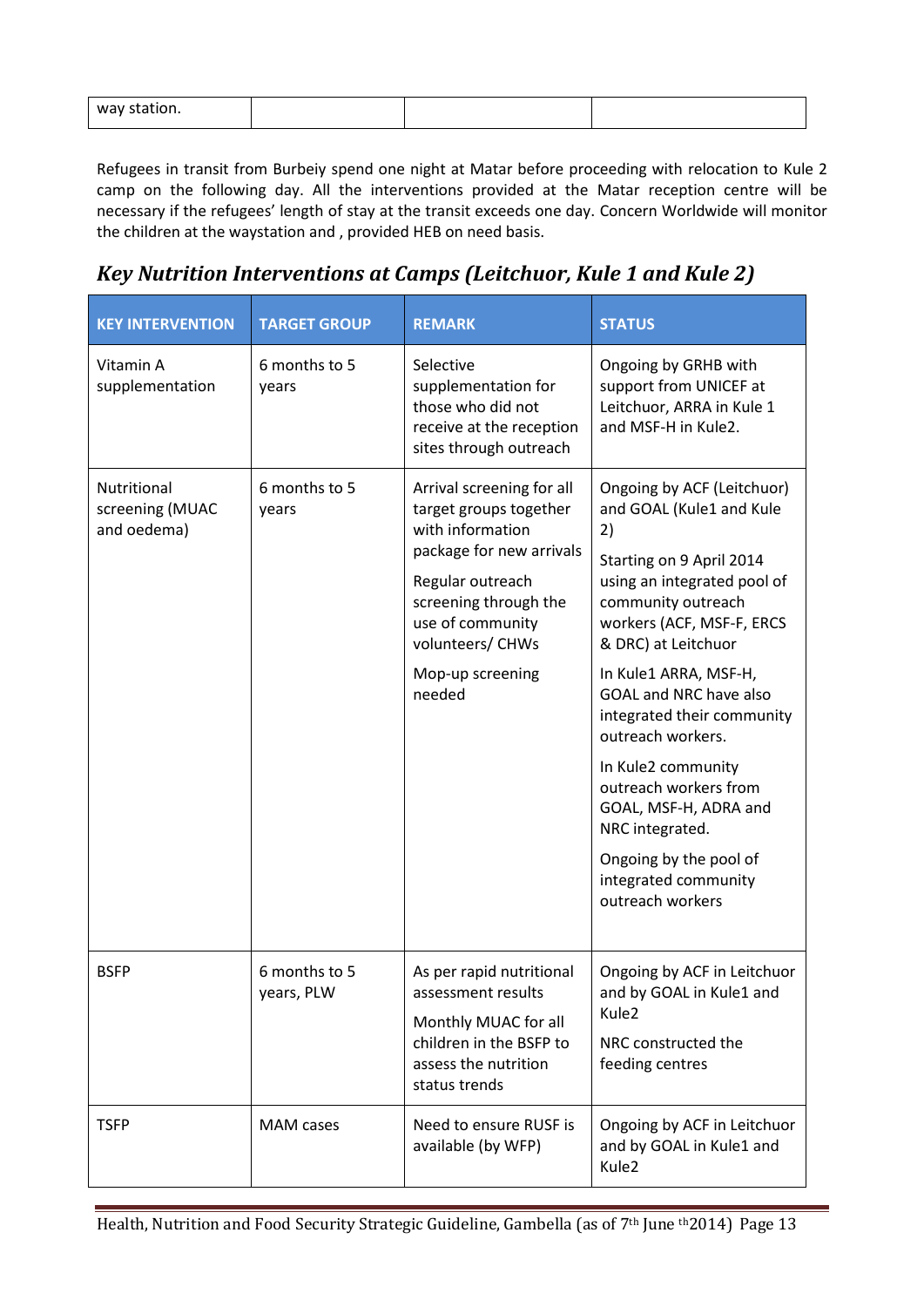| way station. | | | |
|---|---|---|---|

Refugees in transit from Burbeiy spend one night at Matar before proceeding with relocation to Kule 2 camp on the following day. All the interventions provided at the Matar reception centre will be necessary if the refugees' length of stay at the transit exceeds one day. Concern Worldwide will monitor the children at the waystation and , provided HEB on need basis.

## *Key Nutrition Interventions at Camps (Leitchuor, Kule 1 and Kule 2)*

| KEY INTERVENTION | TARGET GROUP | REMARK | STATUS |
|---|---|---|---|
| Vitamin A supplementation | 6 months to 5 years | Selective supplementation for those who did not receive at the reception sites through outreach | Ongoing by GRHB with support from UNICEF at Leitchuor, ARRA in Kule 1 and MSF-H in Kule2. |
| Nutritional screening (MUAC and oedema) | 6 months to 5 years | Arrival screening for all target groups together with information package for new arrivals<br><br>Regular outreach screening through the use of community volunteers/ CHWs<br><br>Mop-up screening needed | Ongoing by ACF (Leitchuor) and GOAL (Kule1 and Kule 2)<br><br>Starting on 9 April 2014 using an integrated pool of community outreach workers (ACF, MSF-F, ERCS & DRC) at Leitchuor<br><br>In Kule1 ARRA, MSF-H, GOAL and NRC have also integrated their community outreach workers.<br><br>In Kule2 community outreach workers from GOAL, MSF-H, ADRA and NRC integrated.<br><br>Ongoing by the pool of integrated community outreach workers |
| BSFP | 6 months to 5 years, PLW | As per rapid nutritional assessment results<br><br>Monthly MUAC for all children in the BSFP to assess the nutrition status trends | Ongoing by ACF in Leitchuor and by GOAL in Kule1 and Kule2<br><br>NRC constructed the feeding centres |
| TSFP | MAM cases | Need to ensure RUSF is available (by WFP) | Ongoing by ACF in Leitchuor and by GOAL in Kule1 and Kule2 |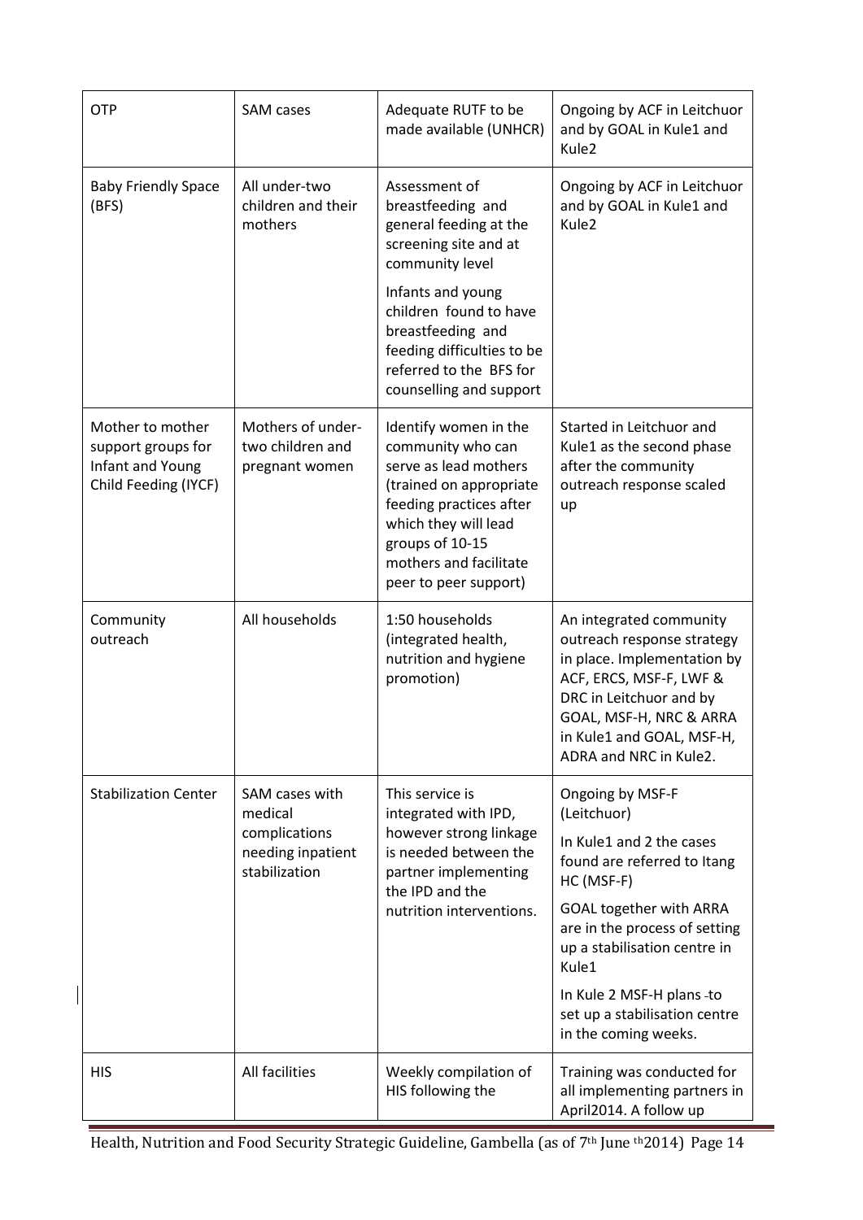| OTP | SAM cases | Adequate RUTF to be made available (UNHCR) | Ongoing by ACF in Leitchuor and by GOAL in Kule1 and Kule2 |
|---|---|---|---|
| Baby Friendly Space (BFS) | All under-two children and their mothers | Assessment of breastfeeding and general feeding at the screening site and at community level<br><br>Infants and young children found to have breastfeeding and feeding difficulties to be referred to the BFS for counselling and support | Ongoing by ACF in Leitchuor and by GOAL in Kule1 and Kule2 |
| Mother to mother support groups for Infant and Young Child Feeding (IYCF) | Mothers of under-two children and pregnant women | Identify women in the community who can serve as lead mothers (trained on appropriate feeding practices after which they will lead groups of 10-15 mothers and facilitate peer to peer support) | Started in Leitchuor and Kule1 as the second phase after the community outreach response scaled up |
| Community outreach | All households | 1:50 households (integrated health, nutrition and hygiene promotion) | An integrated community outreach response strategy in place. Implementation by ACF, ERCS, MSF-F, LWF & DRC in Leitchuor and by GOAL, MSF-H, NRC & ARRA in Kule1 and GOAL, MSF-H, ADRA and NRC in Kule2. |
| Stabilization Center | SAM cases with medical complications needing inpatient stabilization | This service is integrated with IPD, however strong linkage is needed between the partner implementing the IPD and the nutrition interventions. | Ongoing by MSF-F (Leitchuor)<br><br>In Kule1 and 2 the cases found are referred to Itang HC (MSF-F)<br><br>GOAL together with ARRA are in the process of setting up a stabilisation centre in Kule1<br><br>In Kule 2 MSF-H plans to set up a stabilisation centre in the coming weeks. |
| HIS | All facilities | Weekly compilation of HIS following the | Training was conducted for all implementing partners in April2014. A follow up |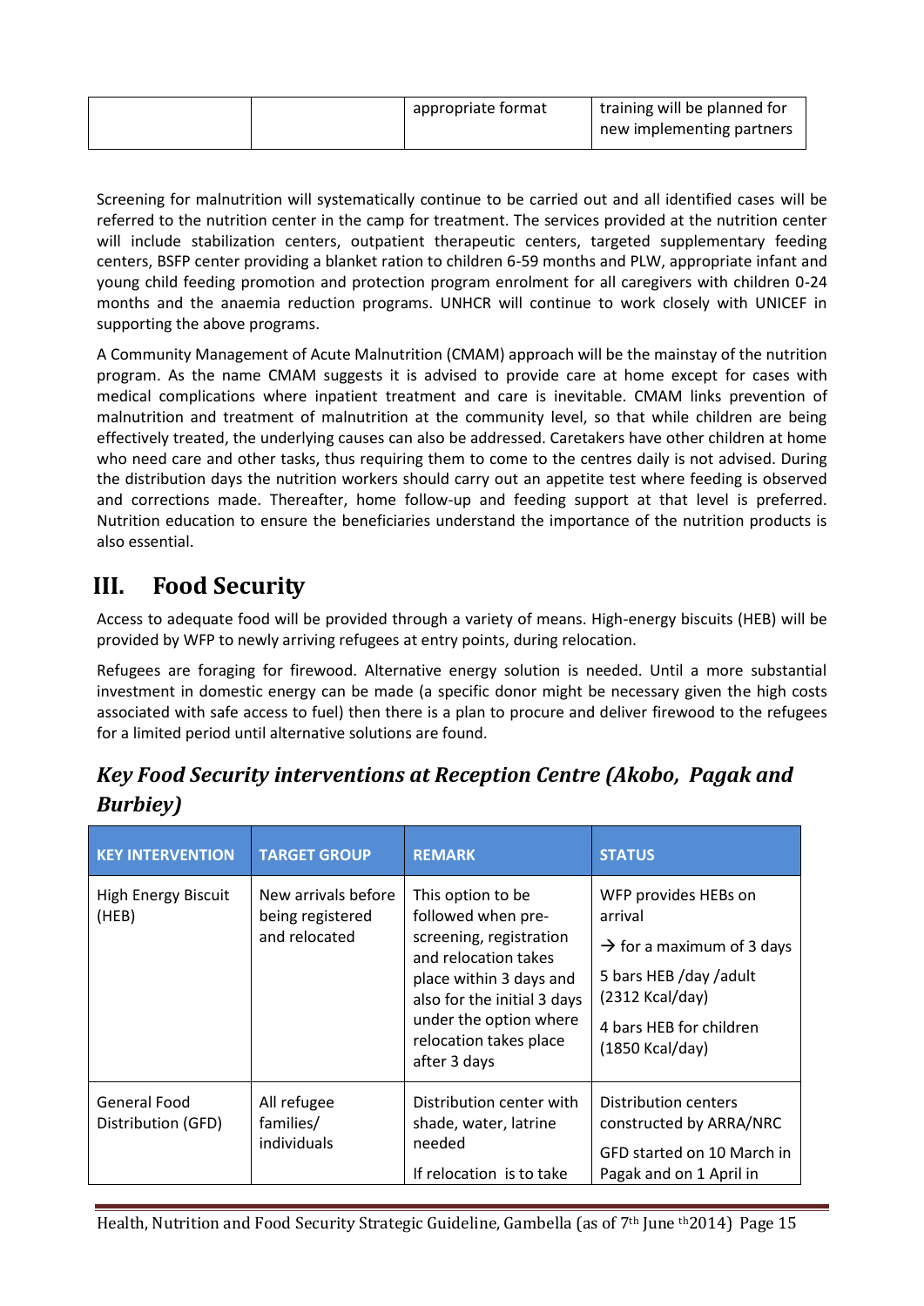| | | appropriate format | training will be planned for new implementing partners |
|---|---|---|---|

Screening for malnutrition will systematically continue to be carried out and all identified cases will be referred to the nutrition center in the camp for treatment. The services provided at the nutrition center will include stabilization centers, outpatient therapeutic centers, targeted supplementary feeding centers, BSFP center providing a blanket ration to children 6-59 months and PLW, appropriate infant and young child feeding promotion and protection program enrolment for all caregivers with children 0-24 months and the anaemia reduction programs. UNHCR will continue to work closely with UNICEF in supporting the above programs.

A Community Management of Acute Malnutrition (CMAM) approach will be the mainstay of the nutrition program. As the name CMAM suggests it is advised to provide care at home except for cases with medical complications where inpatient treatment and care is inevitable. CMAM links prevention of malnutrition and treatment of malnutrition at the community level, so that while children are being effectively treated, the underlying causes can also be addressed. Caretakers have other children at home who need care and other tasks, thus requiring them to come to the centres daily is not advised. During the distribution days the nutrition workers should carry out an appetite test where feeding is observed and corrections made. Thereafter, home follow-up and feeding support at that level is preferred. Nutrition education to ensure the beneficiaries understand the importance of the nutrition products is also essential.

# III. Food Security

Access to adequate food will be provided through a variety of means. High-energy biscuits (HEB) will be provided by WFP to newly arriving refugees at entry points, during relocation.

Refugees are foraging for firewood. Alternative energy solution is needed. Until a more substantial investment in domestic energy can be made (a specific donor might be necessary given the high costs associated with safe access to fuel) then there is a plan to procure and deliver firewood to the refugees for a limited period until alternative solutions are found.

## *Key Food Security interventions at Reception Centre (Akobo, Pagak and Burbiey)*

| KEY INTERVENTION | TARGET GROUP | REMARK | STATUS |
|---|---|---|---|
| High Energy Biscuit (HEB) | New arrivals before being registered and relocated | This option to be followed when pre-screening, registration and relocation takes place within 3 days and also for the initial 3 days under the option where relocation takes place after 3 days | WFP provides HEBs on arrival<br>→ for a maximum of 3 days<br>5 bars HEB /day /adult (2312 Kcal/day)<br>4 bars HEB for children (1850 Kcal/day) |
| General Food Distribution (GFD) | All refugee families/ individuals | Distribution center with shade, water, latrine needed<br>If relocation is to take | Distribution centers constructed by ARRA/NRC<br>GFD started on 10 March in Pagak and on 1 April in |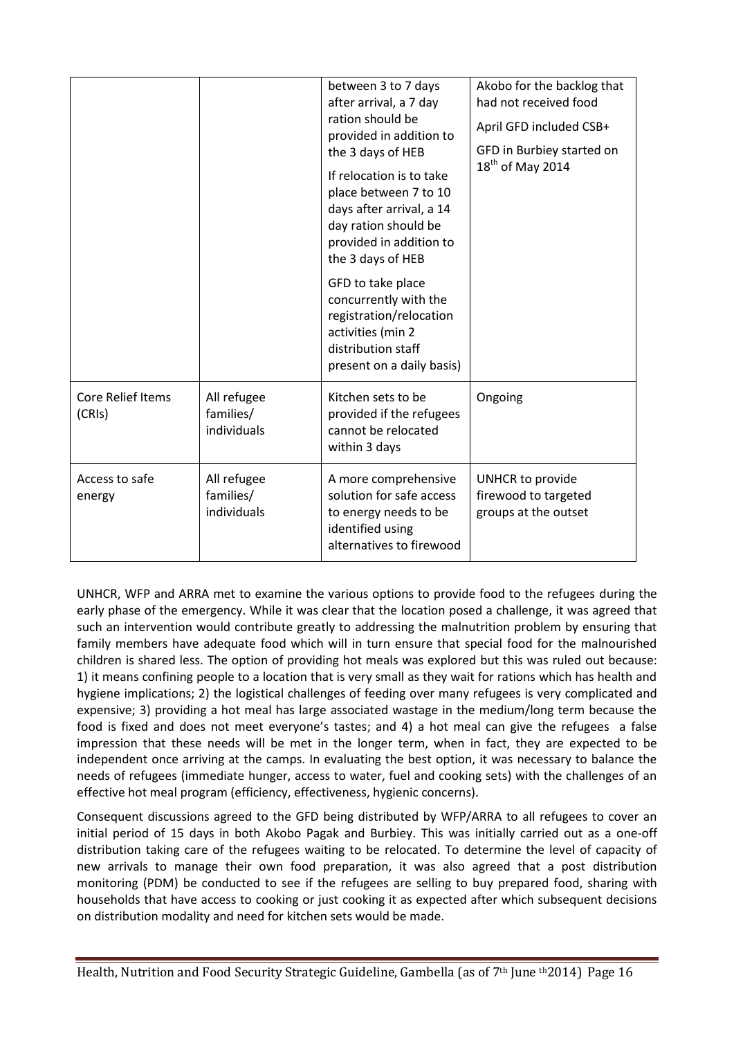| | | between 3 to 7 days after arrival, a 7 day ration should be provided in addition to the 3 days of HEB<br><br>If relocation is to take place between 7 to 10 days after arrival, a 14 day ration should be provided in addition to the 3 days of HEB<br><br>GFD to take place concurrently with the registration/relocation activities (min 2 distribution staff present on a daily basis) | Akobo for the backlog that had not received food<br><br>April GFD included CSB+<br><br>GFD in Burbiey started on 18th of May 2014 |
|---|---|---|---|
| Core Relief Items (CRIs) | All refugee families/ individuals | Kitchen sets to be provided if the refugees cannot be relocated within 3 days | Ongoing |
| Access to safe energy | All refugee families/ individuals | A more comprehensive solution for safe access to energy needs to be identified using alternatives to firewood | UNHCR to provide firewood to targeted groups at the outset |

UNHCR, WFP and ARRA met to examine the various options to provide food to the refugees during the early phase of the emergency. While it was clear that the location posed a challenge, it was agreed that such an intervention would contribute greatly to addressing the malnutrition problem by ensuring that family members have adequate food which will in turn ensure that special food for the malnourished children is shared less. The option of providing hot meals was explored but this was ruled out because: 1) it means confining people to a location that is very small as they wait for rations which has health and hygiene implications; 2) the logistical challenges of feeding over many refugees is very complicated and expensive; 3) providing a hot meal has large associated wastage in the medium/long term because the food is fixed and does not meet everyone's tastes; and 4) a hot meal can give the refugees a false impression that these needs will be met in the longer term, when in fact, they are expected to be independent once arriving at the camps. In evaluating the best option, it was necessary to balance the needs of refugees (immediate hunger, access to water, fuel and cooking sets) with the challenges of an effective hot meal program (efficiency, effectiveness, hygienic concerns).

Consequent discussions agreed to the GFD being distributed by WFP/ARRA to all refugees to cover an initial period of 15 days in both Akobo Pagak and Burbiey. This was initially carried out as a one-off distribution taking care of the refugees waiting to be relocated. To determine the level of capacity of new arrivals to manage their own food preparation, it was also agreed that a post distribution monitoring (PDM) be conducted to see if the refugees are selling to buy prepared food, sharing with households that have access to cooking or just cooking it as expected after which subsequent decisions on distribution modality and need for kitchen sets would be made.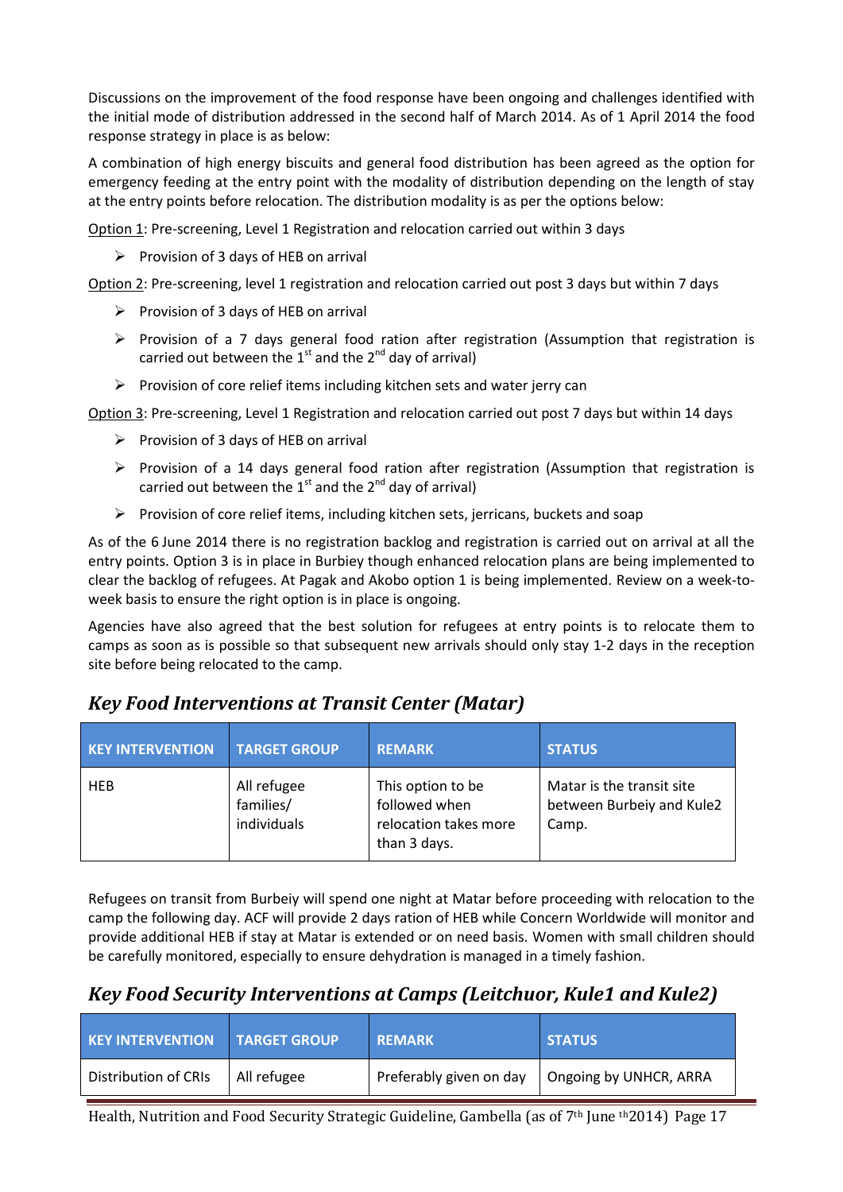Discussions on the improvement of the food response have been ongoing and challenges identified with the initial mode of distribution addressed in the second half of March 2014. As of 1 April 2014 the food response strategy in place is as below:

A combination of high energy biscuits and general food distribution has been agreed as the option for emergency feeding at the entry point with the modality of distribution depending on the length of stay at the entry points before relocation. The distribution modality is as per the options below:

Option 1: Pre-screening, Level 1 Registration and relocation carried out within 3 days

- Provision of 3 days of HEB on arrival

Option 2: Pre-screening, level 1 registration and relocation carried out post 3 days but within 7 days

- Provision of 3 days of HEB on arrival
- Provision of a 7 days general food ration after registration (Assumption that registration is carried out between the 1st and the 2nd day of arrival)
- Provision of core relief items including kitchen sets and water jerry can

Option 3: Pre-screening, Level 1 Registration and relocation carried out post 7 days but within 14 days

- Provision of 3 days of HEB on arrival
- Provision of a 14 days general food ration after registration (Assumption that registration is carried out between the 1st and the 2nd day of arrival)
- Provision of core relief items, including kitchen sets, jerricans, buckets and soap

As of the 6 June 2014 there is no registration backlog and registration is carried out on arrival at all the entry points. Option 3 is in place in Burbiey though enhanced relocation plans are being implemented to clear the backlog of refugees. At Pagak and Akobo option 1 is being implemented. Review on a week-to-week basis to ensure the right option is in place is ongoing.

Agencies have also agreed that the best solution for refugees at entry points is to relocate them to camps as soon as is possible so that subsequent new arrivals should only stay 1-2 days in the reception site before being relocated to the camp.

## *Key Food Interventions at Transit Center (Matar)*

| KEY INTERVENTION | TARGET GROUP | REMARK | STATUS |
|---|---|---|---|
| HEB | All refugee families/ individuals | This option to be followed when relocation takes more than 3 days. | Matar is the transit site between Burbeiy and Kule2 Camp. |

Refugees on transit from Burbeiy will spend one night at Matar before proceeding with relocation to the camp the following day. ACF will provide 2 days ration of HEB while Concern Worldwide will monitor and provide additional HEB if stay at Matar is extended or on need basis. Women with small children should be carefully monitored, especially to ensure dehydration is managed in a timely fashion.

## *Key Food Security Interventions at Camps (Leitchuor, Kule1 and Kule2)*

| KEY INTERVENTION | TARGET GROUP | REMARK | STATUS |
|---|---|---|---|
| Distribution of CRIs | All refugee | Preferably given on day | Ongoing by UNHCR, ARRA |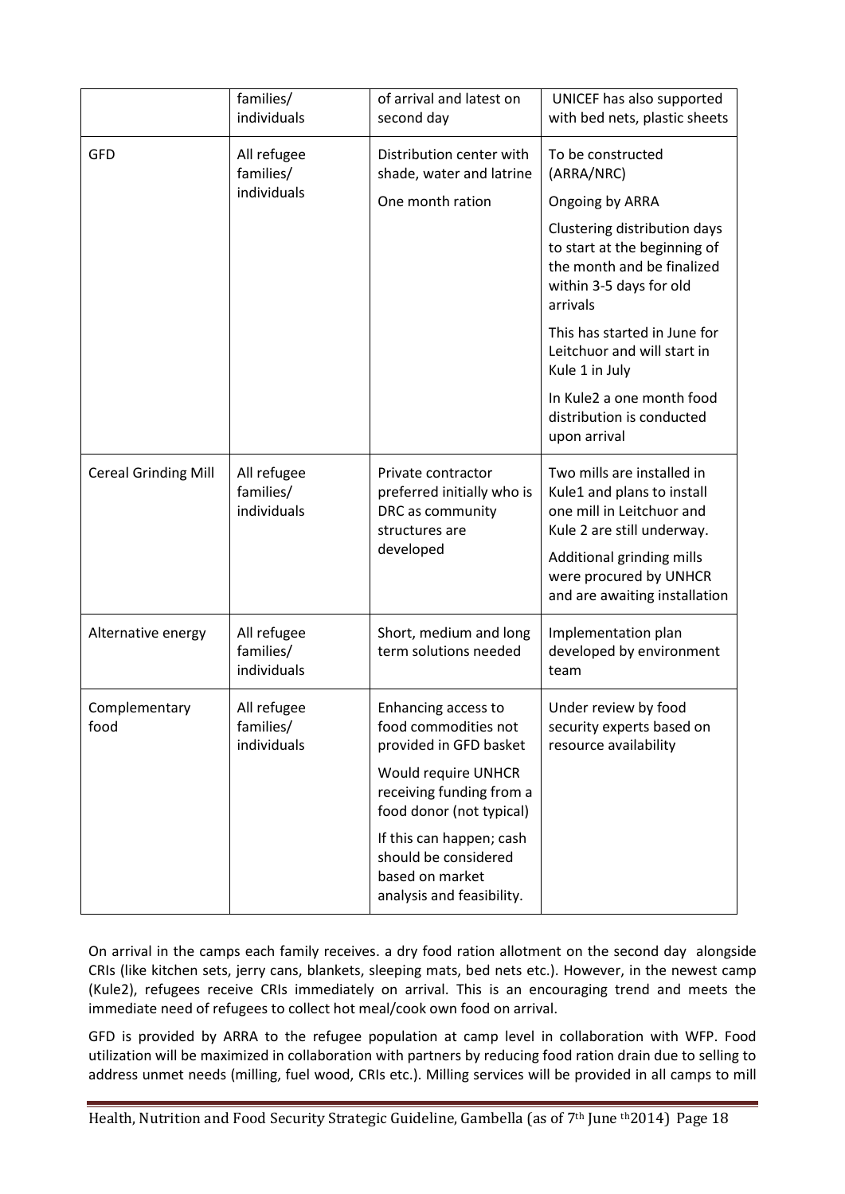| | families/ individuals | of arrival and latest on second day | UNICEF has also supported with bed nets, plastic sheets |
|---|---|---|---|
| GFD | All refugee families/ individuals | Distribution center with shade, water and latrine<br><br>One month ration | To be constructed (ARRA/NRC)<br><br>Ongoing by ARRA<br><br>Clustering distribution days to start at the beginning of the month and be finalized within 3-5 days for old arrivals<br><br>This has started in June for Leitchuor and will start in Kule 1 in July<br><br>In Kule2 a one month food distribution is conducted upon arrival |
| Cereal Grinding Mill | All refugee families/ individuals | Private contractor preferred initially who is DRC as community structures are developed | Two mills are installed in Kule1 and plans to install one mill in Leitchuor and Kule 2 are still underway.<br><br>Additional grinding mills were procured by UNHCR and are awaiting installation |
| Alternative energy | All refugee families/ individuals | Short, medium and long term solutions needed | Implementation plan developed by environment team |
| Complementary food | All refugee families/ individuals | Enhancing access to food commodities not provided in GFD basket<br><br>Would require UNHCR receiving funding from a food donor (not typical)<br><br>If this can happen; cash should be considered based on market analysis and feasibility. | Under review by food security experts based on resource availability |

On arrival in the camps each family receives. a dry food ration allotment on the second day alongside CRIs (like kitchen sets, jerry cans, blankets, sleeping mats, bed nets etc.). However, in the newest camp (Kule2), refugees receive CRIs immediately on arrival. This is an encouraging trend and meets the immediate need of refugees to collect hot meal/cook own food on arrival.

GFD is provided by ARRA to the refugee population at camp level in collaboration with WFP. Food utilization will be maximized in collaboration with partners by reducing food ration drain due to selling to address unmet needs (milling, fuel wood, CRIs etc.). Milling services will be provided in all camps to mill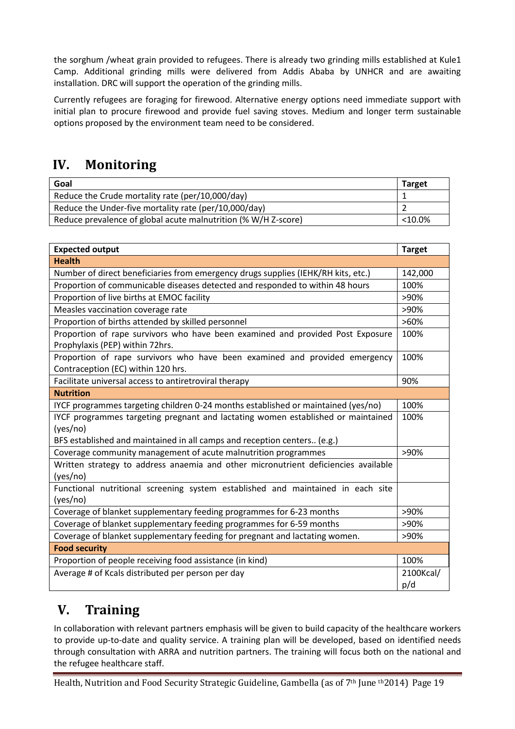the sorghum /wheat grain provided to refugees. There is already two grinding mills established at Kule1 Camp. Additional grinding mills were delivered from Addis Ababa by UNHCR and are awaiting installation. DRC will support the operation of the grinding mills.

Currently refugees are foraging for firewood. Alternative energy options need immediate support with initial plan to procure firewood and provide fuel saving stoves. Medium and longer term sustainable options proposed by the environment team need to be considered.

# IV. Monitoring

| Goal | Target |
|---|---|
| Reduce the Crude mortality rate (per/10,000/day) | 1 |
| Reduce the Under-five mortality rate (per/10,000/day) | 2 |
| Reduce prevalence of global acute malnutrition (% W/H Z-score) | <10.0% |

| Expected output | Target |
|---|---|
| **Health** | |
| Number of direct beneficiaries from emergency drugs supplies (IEHK/RH kits, etc.) | 142,000 |
| Proportion of communicable diseases detected and responded to within 48 hours | 100% |
| Proportion of live births at EMOC facility | >90% |
| Measles vaccination coverage rate | >90% |
| Proportion of births attended by skilled personnel | >60% |
| Proportion of rape survivors who have been examined and provided Post Exposure Prophylaxis (PEP) within 72hrs. | 100% |
| Proportion of rape survivors who have been examined and provided emergency Contraception (EC) within 120 hrs. | 100% |
| Facilitate universal access to antiretroviral therapy | 90% |
| **Nutrition** | |
| IYCF programmes targeting children 0-24 months established or maintained (yes/no) | 100% |
| IYCF programmes targeting pregnant and lactating women established or maintained (yes/no)<br>BFS established and maintained in all camps and reception centers.. (e.g.) | 100% |
| Coverage community management of acute malnutrition programmes | >90% |
| Written strategy to address anaemia and other micronutrient deficiencies available (yes/no) | |
| Functional nutritional screening system established and maintained in each site (yes/no) | |
| Coverage of blanket supplementary feeding programmes for 6-23 months | >90% |
| Coverage of blanket supplementary feeding programmes for 6-59 months | >90% |
| Coverage of blanket supplementary feeding for pregnant and lactating women. | >90% |
| **Food security** | |
| Proportion of people receiving food assistance (in kind) | 100% |
| Average # of Kcals distributed per person per day | 2100Kcal/ p/d |

# V. Training

In collaboration with relevant partners emphasis will be given to build capacity of the healthcare workers to provide up-to-date and quality service. A training plan will be developed, based on identified needs through consultation with ARRA and nutrition partners. The training will focus both on the national and the refugee healthcare staff.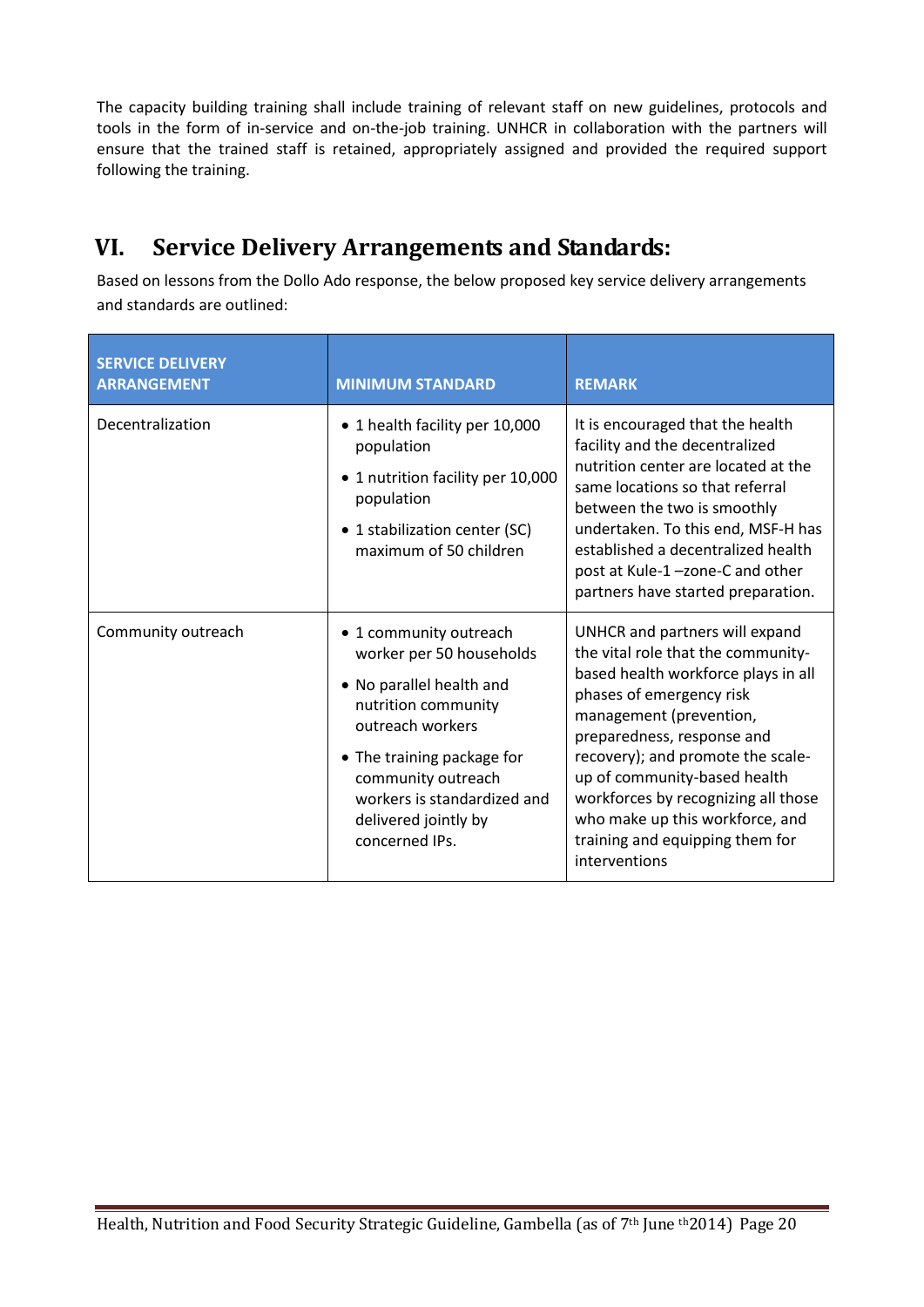The capacity building training shall include training of relevant staff on new guidelines, protocols and tools in the form of in-service and on-the-job training. UNHCR in collaboration with the partners will ensure that the trained staff is retained, appropriately assigned and provided the required support following the training.

# VI. Service Delivery Arrangements and Standards:

Based on lessons from the Dollo Ado response, the below proposed key service delivery arrangements and standards are outlined:

| SERVICE DELIVERY ARRANGEMENT | MINIMUM STANDARD | REMARK |
|---|---|---|
| Decentralization | • 1 health facility per 10,000 population<br>• 1 nutrition facility per 10,000 population<br>• 1 stabilization center (SC) maximum of 50 children | It is encouraged that the health facility and the decentralized nutrition center are located at the same locations so that referral between the two is smoothly undertaken. To this end, MSF-H has established a decentralized health post at Kule-1 –zone-C and other partners have started preparation. |
| Community outreach | • 1 community outreach worker per 50 households<br>• No parallel health and nutrition community outreach workers<br>• The training package for community outreach workers is standardized and delivered jointly by concerned IPs. | UNHCR and partners will expand the vital role that the community-based health workforce plays in all phases of emergency risk management (prevention, preparedness, response and recovery); and promote the scale-up of community-based health workforces by recognizing all those who make up this workforce, and training and equipping them for interventions |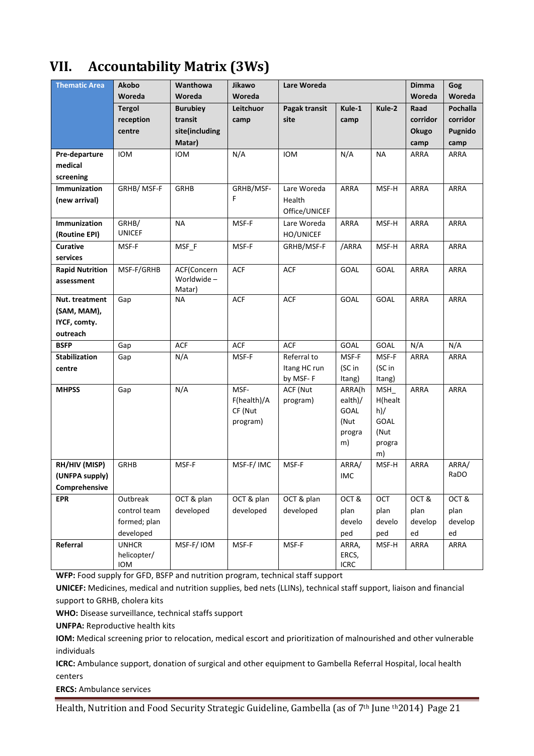# VII. Accountability Matrix (3Ws)

| Thematic Area | Akobo Woreda | Wanthowa Woreda | Jikawo Woreda | Lare Woreda | | | Dimma Woreda | Gog Woreda |
|---|---|---|---|---|---|---|---|---|
| | Tergol reception centre | Burubiey transit site(including Matar) | Leitchuor camp | Pagak transit site | Kule-1 camp | Kule-2 | Raad corridor Okugo camp | Pochalla corridor Pugnido camp |
| Pre-departure medical screening | IOM | IOM | N/A | IOM | N/A | NA | ARRA | ARRA |
| Immunization (new arrival) | GRHB/ MSF-F | GRHB | GRHB/MSF-F | Lare Woreda Health Office/UNICEF | ARRA | MSF-H | ARRA | ARRA |
| Immunization (Routine EPI) | GRHB/ UNICEF | NA | MSF-F | Lare Woreda HO/UNICEF | ARRA | MSF-H | ARRA | ARRA |
| Curative services | MSF-F | MSF_F | MSF-F | GRHB/MSF-F | /ARRA | MSF-H | ARRA | ARRA |
| Rapid Nutrition assessment | MSF-F/GRHB | ACF(Concern Worldwide – Matar) | ACF | ACF | GOAL | GOAL | ARRA | ARRA |
| Nut. treatment (SAM, MAM), IYCF, comty. outreach | Gap | NA | ACF | ACF | GOAL | GOAL | ARRA | ARRA |
| BSFP | Gap | ACF | ACF | ACF | GOAL | GOAL | N/A | N/A |
| Stabilization centre | Gap | N/A | MSF-F | Referral to Itang HC run by MSF- F | MSF-F (SC in Itang) | MSF-F (SC in Itang) | ARRA | ARRA |
| MHPSS | Gap | N/A | MSF-F(health)/ACF (Nut program) | ACF (Nut program) | ARRA(health)/ GOAL (Nut program) | MSH_ H(health)/ GOAL (Nut program) | ARRA | ARRA |
| RH/HIV (MISP) (UNFPA supply) Comprehensive | GRHB | MSF-F | MSF-F/ IMC | MSF-F | ARRA/ IMC | MSF-H | ARRA | ARRA/ RaDO |
| EPR | Outbreak control team formed; plan developed | OCT & plan developed | OCT & plan developed | OCT & plan developed | OCT & plan developed | OCT plan developed | OCT & plan developed | OCT & plan developed |
| Referral | UNHCR helicopter/ IOM | MSF-F/ IOM | MSF-F | MSF-F | ARRA, ERCS, ICRC | MSF-H | ARRA | ARRA |

**WFP:** Food supply for GFD, BSFP and nutrition program, technical staff support

**UNICEF:** Medicines, medical and nutrition supplies, bed nets (LLINs), technical staff support, liaison and financial support to GRHB, cholera kits

**WHO:** Disease surveillance, technical staffs support

**UNFPA:** Reproductive health kits

**IOM:** Medical screening prior to relocation, medical escort and prioritization of malnourished and other vulnerable individuals

**ICRC:** Ambulance support, donation of surgical and other equipment to Gambella Referral Hospital, local health centers

**ERCS:** Ambulance services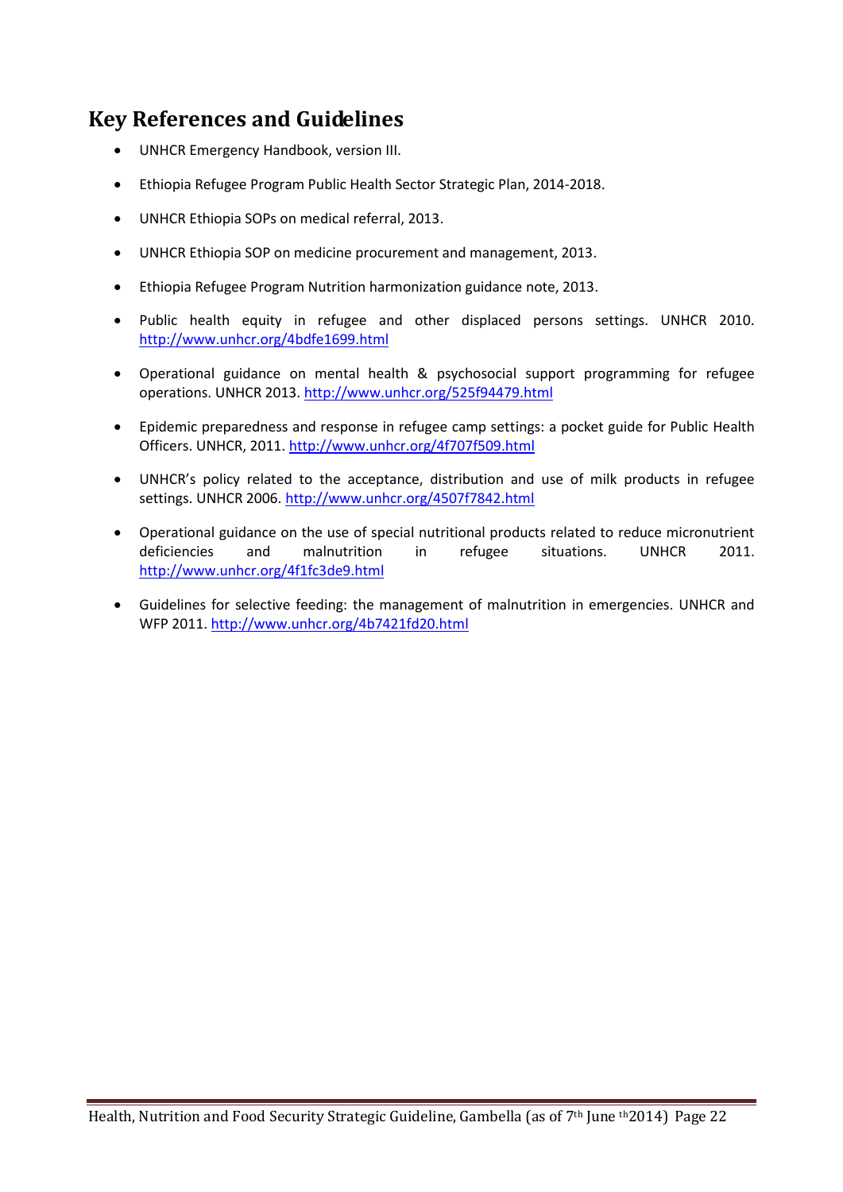## Key References and Guidelines

- UNHCR Emergency Handbook, version III.
- Ethiopia Refugee Program Public Health Sector Strategic Plan, 2014-2018.
- UNHCR Ethiopia SOPs on medical referral, 2013.
- UNHCR Ethiopia SOP on medicine procurement and management, 2013.
- Ethiopia Refugee Program Nutrition harmonization guidance note, 2013.
- Public health equity in refugee and other displaced persons settings. UNHCR 2010. http://www.unhcr.org/4bdfe1699.html
- Operational guidance on mental health & psychosocial support programming for refugee operations. UNHCR 2013. http://www.unhcr.org/525f94479.html
- Epidemic preparedness and response in refugee camp settings: a pocket guide for Public Health Officers. UNHCR, 2011. http://www.unhcr.org/4f707f509.html
- UNHCR's policy related to the acceptance, distribution and use of milk products in refugee settings. UNHCR 2006. http://www.unhcr.org/4507f7842.html
- Operational guidance on the use of special nutritional products related to reduce micronutrient deficiencies and malnutrition in refugee situations. UNHCR 2011. http://www.unhcr.org/4f1fc3de9.html
- Guidelines for selective feeding: the management of malnutrition in emergencies. UNHCR and WFP 2011. http://www.unhcr.org/4b7421fd20.html